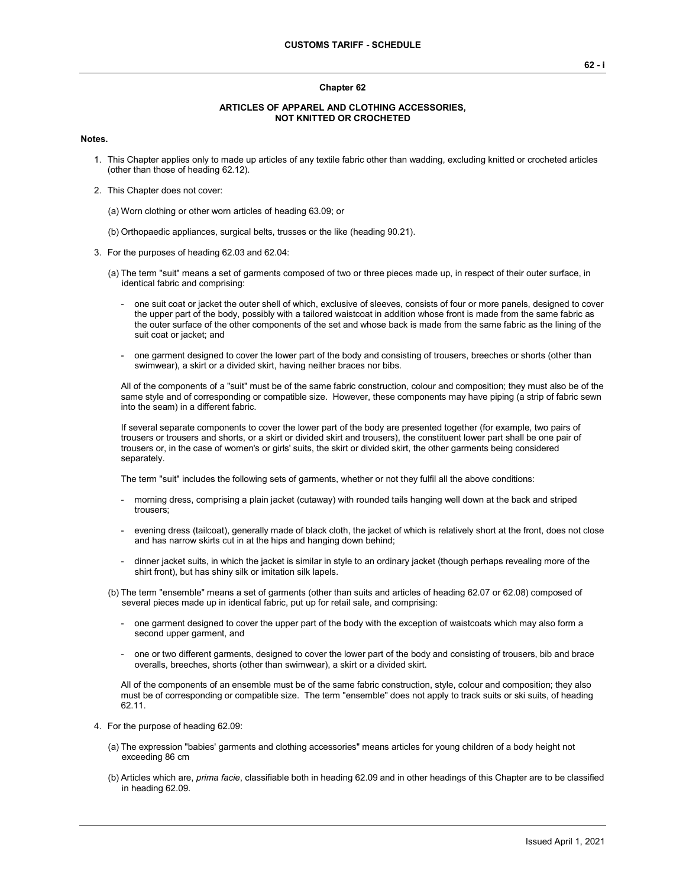# Chapter 62

## ARTICLES OF APPAREL AND CLOTHING ACCESSORIES, NOT KNITTED OR CROCHETED

**Notes.**

1. This Chapter applies only to made up articles of any textile fabric other than wadding, excluding knitted or crocheted articles (other than those of heading 62.12).

2. This Chapter does not cover:

   (a) Worn clothing or other worn articles of heading 63.09; or

   (b) Orthopaedic appliances, surgical belts, trusses or the like (heading 90.21).

3. For the purposes of heading 62.03 and 62.04:

   (a) The term "suit" means a set of garments composed of two or three pieces made up, in respect of their outer surface, in identical fabric and comprising:

   - one suit coat or jacket the outer shell of which, exclusive of sleeves, consists of four or more panels, designed to cover the upper part of the body, possibly with a tailored waistcoat in addition whose front is made from the same fabric as the outer surface of the other components of the set and whose back is made from the same fabric as the lining of the suit coat or jacket; and

   - one garment designed to cover the lower part of the body and consisting of trousers, breeches or shorts (other than swimwear), a skirt or a divided skirt, having neither braces nor bibs.

   All of the components of a "suit" must be of the same fabric construction, colour and composition; they must also be of the same style and of corresponding or compatible size. However, these components may have piping (a strip of fabric sewn into the seam) in a different fabric.

   If several separate components to cover the lower part of the body are presented together (for example, two pairs of trousers or trousers and shorts, or a skirt or divided skirt and trousers), the constituent lower part shall be one pair of trousers or, in the case of women's or girls' suits, the skirt or divided skirt, the other garments being considered separately.

   The term "suit" includes the following sets of garments, whether or not they fulfil all the above conditions:

   - morning dress, comprising a plain jacket (cutaway) with rounded tails hanging well down at the back and striped trousers;

   - evening dress (tailcoat), generally made of black cloth, the jacket of which is relatively short at the front, does not close and has narrow skirts cut in at the hips and hanging down behind;

   - dinner jacket suits, in which the jacket is similar in style to an ordinary jacket (though perhaps revealing more of the shirt front), but has shiny silk or imitation silk lapels.

   (b) The term "ensemble" means a set of garments (other than suits and articles of heading 62.07 or 62.08) composed of several pieces made up in identical fabric, put up for retail sale, and comprising:

   - one garment designed to cover the upper part of the body with the exception of waistcoats which may also form a second upper garment, and

   - one or two different garments, designed to cover the lower part of the body and consisting of trousers, bib and brace overalls, breeches, shorts (other than swimwear), a skirt or a divided skirt.

   All of the components of an ensemble must be of the same fabric construction, style, colour and composition; they also must be of corresponding or compatible size. The term "ensemble" does not apply to track suits or ski suits, of heading 62.11.

4. For the purpose of heading 62.09:

   (a) The expression "babies' garments and clothing accessories" means articles for young children of a body height not exceeding 86 cm

   (b) Articles which are, *prima facie*, classifiable both in heading 62.09 and in other headings of this Chapter are to be classified in heading 62.09.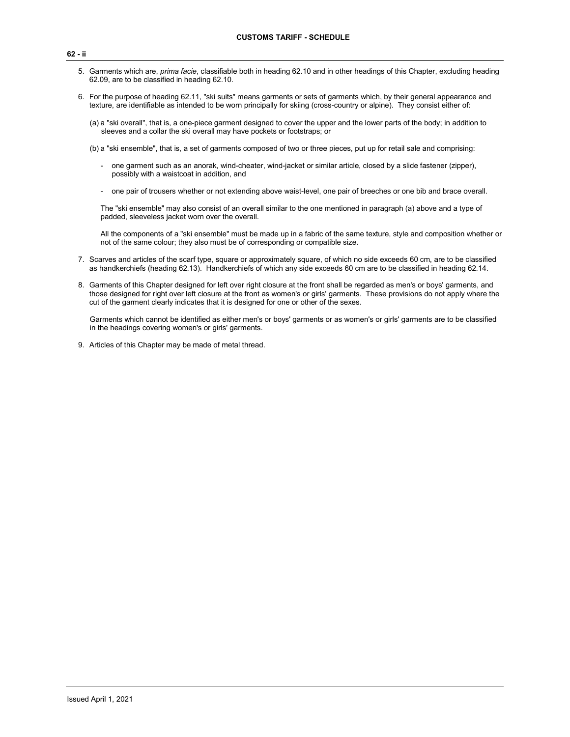5. Garments which are, *prima facie*, classifiable both in heading 62.10 and in other headings of this Chapter, excluding heading 62.09, are to be classified in heading 62.10.

6. For the purpose of heading 62.11, "ski suits" means garments or sets of garments which, by their general appearance and texture, are identifiable as intended to be worn principally for skiing (cross-country or alpine). They consist either of:

   (a) a "ski overall", that is, a one-piece garment designed to cover the upper and the lower parts of the body; in addition to sleeves and a collar the ski overall may have pockets or footstraps; or

   (b) a "ski ensemble", that is, a set of garments composed of two or three pieces, put up for retail sale and comprising:

   - one garment such as an anorak, wind-cheater, wind-jacket or similar article, closed by a slide fastener (zipper), possibly with a waistcoat in addition, and

   - one pair of trousers whether or not extending above waist-level, one pair of breeches or one bib and brace overall.

   The "ski ensemble" may also consist of an overall similar to the one mentioned in paragraph (a) above and a type of padded, sleeveless jacket worn over the overall.

   All the components of a "ski ensemble" must be made up in a fabric of the same texture, style and composition whether or not of the same colour; they also must be of corresponding or compatible size.

7. Scarves and articles of the scarf type, square or approximately square, of which no side exceeds 60 cm, are to be classified as handkerchiefs (heading 62.13). Handkerchiefs of which any side exceeds 60 cm are to be classified in heading 62.14.

8. Garments of this Chapter designed for left over right closure at the front shall be regarded as men's or boys' garments, and those designed for right over left closure at the front as women's or girls' garments. These provisions do not apply where the cut of the garment clearly indicates that it is designed for one or other of the sexes.

   Garments which cannot be identified as either men's or boys' garments or as women's or girls' garments are to be classified in the headings covering women's or girls' garments.

9. Articles of this Chapter may be made of metal thread.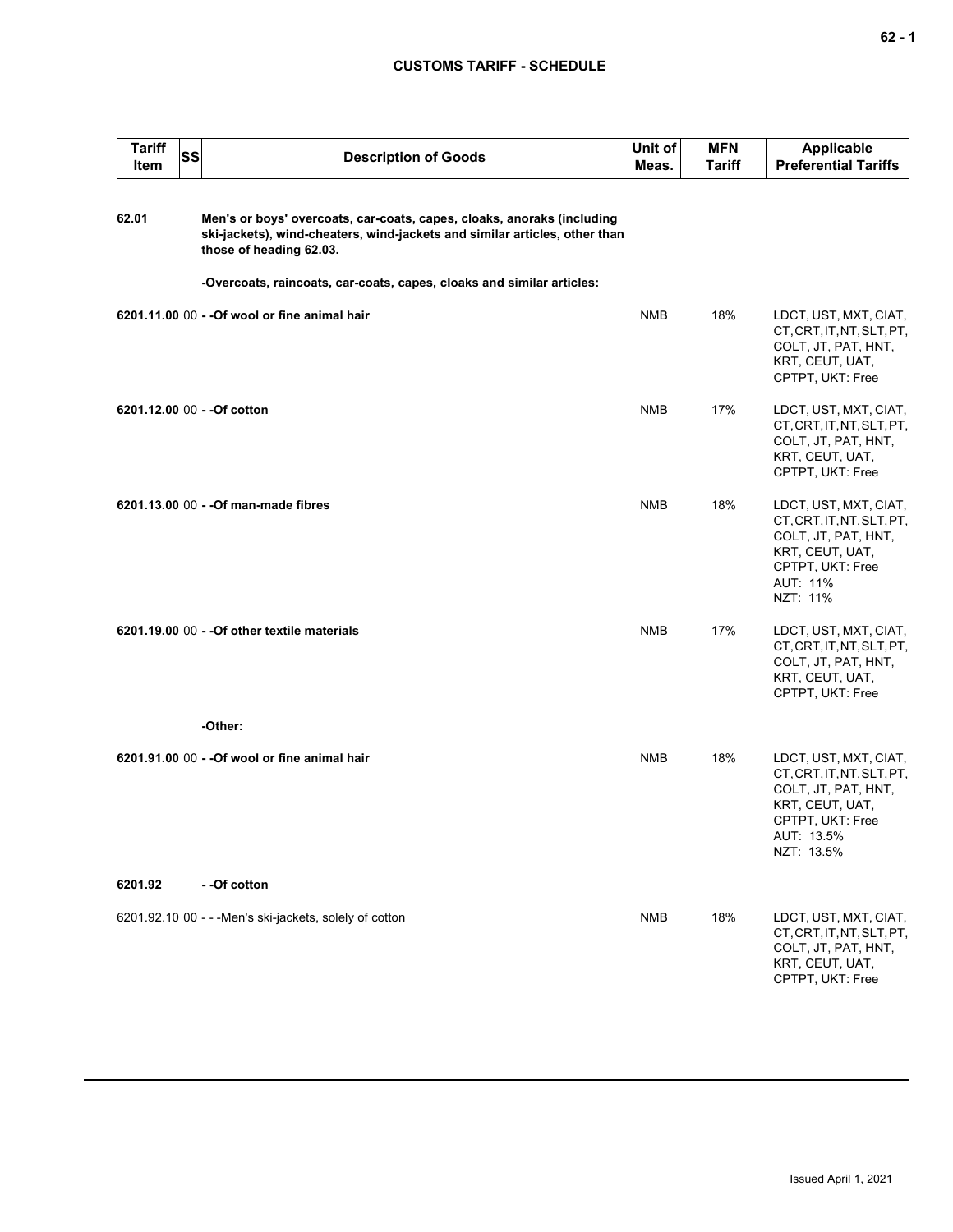| Tariff Item | SS | Description of Goods | Unit of Meas. | MFN Tariff | Applicable Preferential Tariffs |
|---|---|---|---|---|---|
| 62.01 | | **Men's or boys' overcoats, car-coats, capes, cloaks, anoraks (including ski-jackets), wind-cheaters, wind-jackets and similar articles, other than those of heading 62.03.** | | | |
| | | **-Overcoats, raincoats, car-coats, capes, cloaks and similar articles:** | | | |
| **6201.11.00** | 00 | **- -Of wool or fine animal hair** | NMB | 18% | LDCT, UST, MXT, CIAT, CT, CRT, IT, NT, SLT, PT, COLT, JT, PAT, HNT, KRT, CEUT, UAT, CPTPT, UKT: Free |
| **6201.12.00** | 00 | **- -Of cotton** | NMB | 17% | LDCT, UST, MXT, CIAT, CT, CRT, IT, NT, SLT, PT, COLT, JT, PAT, HNT, KRT, CEUT, UAT, CPTPT, UKT: Free |
| **6201.13.00** | 00 | **- -Of man-made fibres** | NMB | 18% | LDCT, UST, MXT, CIAT, CT, CRT, IT, NT, SLT, PT, COLT, JT, PAT, HNT, KRT, CEUT, UAT, CPTPT, UKT: Free<br>AUT: 11%<br>NZT: 11% |
| **6201.19.00** | 00 | **- -Of other textile materials** | NMB | 17% | LDCT, UST, MXT, CIAT, CT, CRT, IT, NT, SLT, PT, COLT, JT, PAT, HNT, KRT, CEUT, UAT, CPTPT, UKT: Free |
| | | **-Other:** | | | |
| **6201.91.00** | 00 | **- -Of wool or fine animal hair** | NMB | 18% | LDCT, UST, MXT, CIAT, CT, CRT, IT, NT, SLT, PT, COLT, JT, PAT, HNT, KRT, CEUT, UAT, CPTPT, UKT: Free<br>AUT: 13.5%<br>NZT: 13.5% |
| **6201.92** | | **- -Of cotton** | | | |
| 6201.92.10 | 00 | - - -Men's ski-jackets, solely of cotton | NMB | 18% | LDCT, UST, MXT, CIAT, CT, CRT, IT, NT, SLT, PT, COLT, JT, PAT, HNT, KRT, CEUT, UAT, CPTPT, UKT: Free |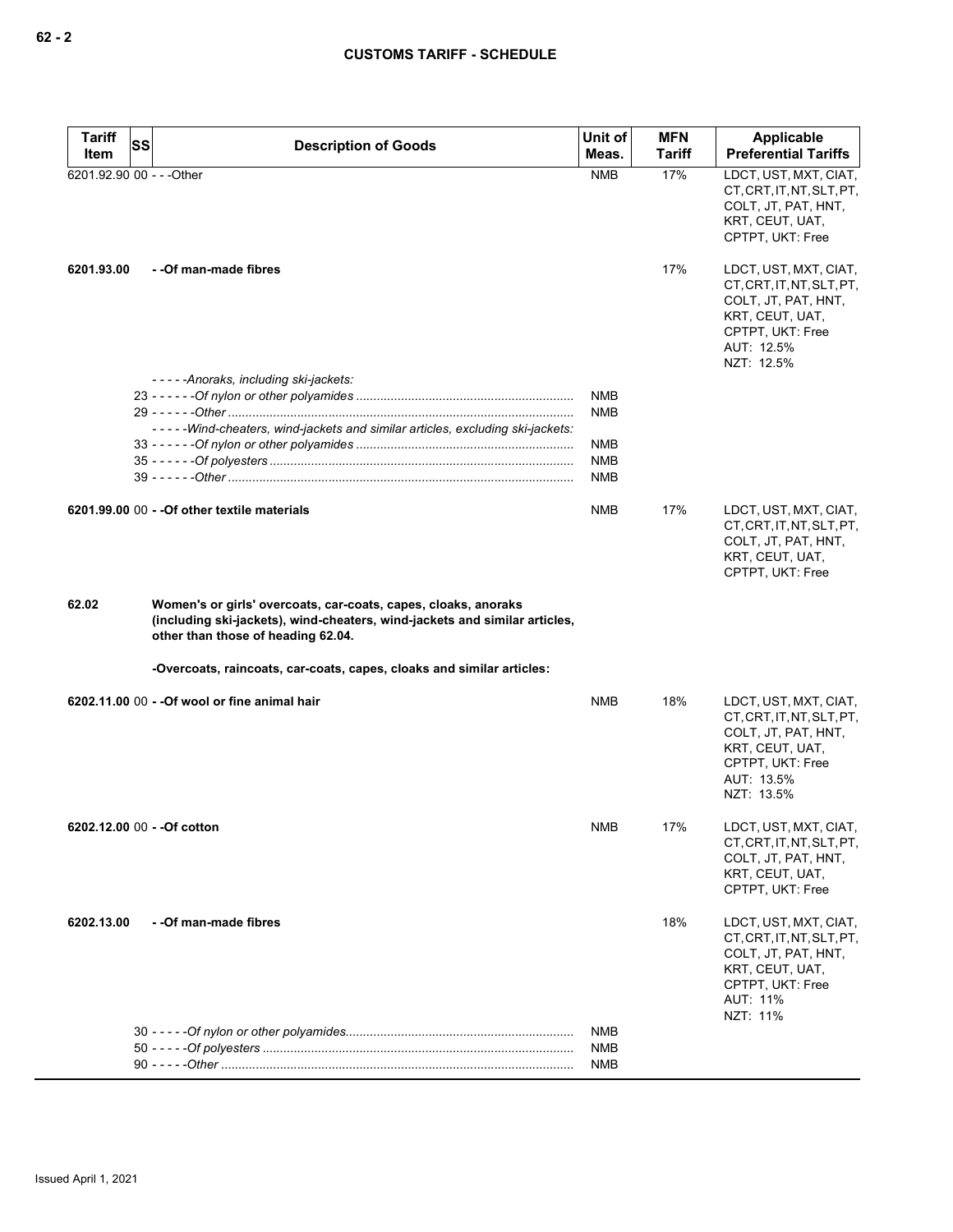| Tariff Item | SS | Description of Goods | Unit of Meas. | MFN Tariff | Applicable Preferential Tariffs |
|---|---|---|---|---|---|
| 6201.92.90 | 00 | - - -Other | NMB | 17% | LDCT, UST, MXT, CIAT, CT, CRT, IT, NT, SLT, PT, COLT, JT, PAT, HNT, KRT, CEUT, UAT, CPTPT, UKT: Free |
| 6201.93.00 | | - -Of man-made fibres | | 17% | LDCT, UST, MXT, CIAT, CT, CRT, IT, NT, SLT, PT, COLT, JT, PAT, HNT, KRT, CEUT, UAT, CPTPT, UKT: Free<br>AUT: 12.5%<br>NZT: 12.5% |
| | | - - - - -*Anoraks, including ski-jackets:* | | | |
| | 23 | - - - - - -*Of nylon or other polyamides* | NMB | | |
| | 29 | - - - - - -*Other* | NMB | | |
| | | - - - - -*Wind-cheaters, wind-jackets and similar articles, excluding ski-jackets:* | | | |
| | 33 | - - - - - -*Of nylon or other polyamides* | NMB | | |
| | 35 | - - - - - -*Of polyesters* | NMB | | |
| | 39 | - - - - - -*Other* | NMB | | |
| 6201.99.00 | 00 | - -Of other textile materials | NMB | 17% | LDCT, UST, MXT, CIAT, CT, CRT, IT, NT, SLT, PT, COLT, JT, PAT, HNT, KRT, CEUT, UAT, CPTPT, UKT: Free |
| 62.02 | | **Women's or girls' overcoats, car-coats, capes, cloaks, anoraks (including ski-jackets), wind-cheaters, wind-jackets and similar articles, other than those of heading 62.04.** | | | |
| | | **-Overcoats, raincoats, car-coats, capes, cloaks and similar articles:** | | | |
| 6202.11.00 | 00 | - -Of wool or fine animal hair | NMB | 18% | LDCT, UST, MXT, CIAT, CT, CRT, IT, NT, SLT, PT, COLT, JT, PAT, HNT, KRT, CEUT, UAT, CPTPT, UKT: Free<br>AUT: 13.5%<br>NZT: 13.5% |
| 6202.12.00 | 00 | - -Of cotton | NMB | 17% | LDCT, UST, MXT, CIAT, CT, CRT, IT, NT, SLT, PT, COLT, JT, PAT, HNT, KRT, CEUT, UAT, CPTPT, UKT: Free |
| 6202.13.00 | | - -Of man-made fibres | | 18% | LDCT, UST, MXT, CIAT, CT, CRT, IT, NT, SLT, PT, COLT, JT, PAT, HNT, KRT, CEUT, UAT, CPTPT, UKT: Free<br>AUT: 11%<br>NZT: 11% |
| | 30 | - - - - -*Of nylon or other polyamides* | NMB | | |
| | 50 | - - - - -*Of polyesters* | NMB | | |
| | 90 | - - - - -*Other* | NMB | | |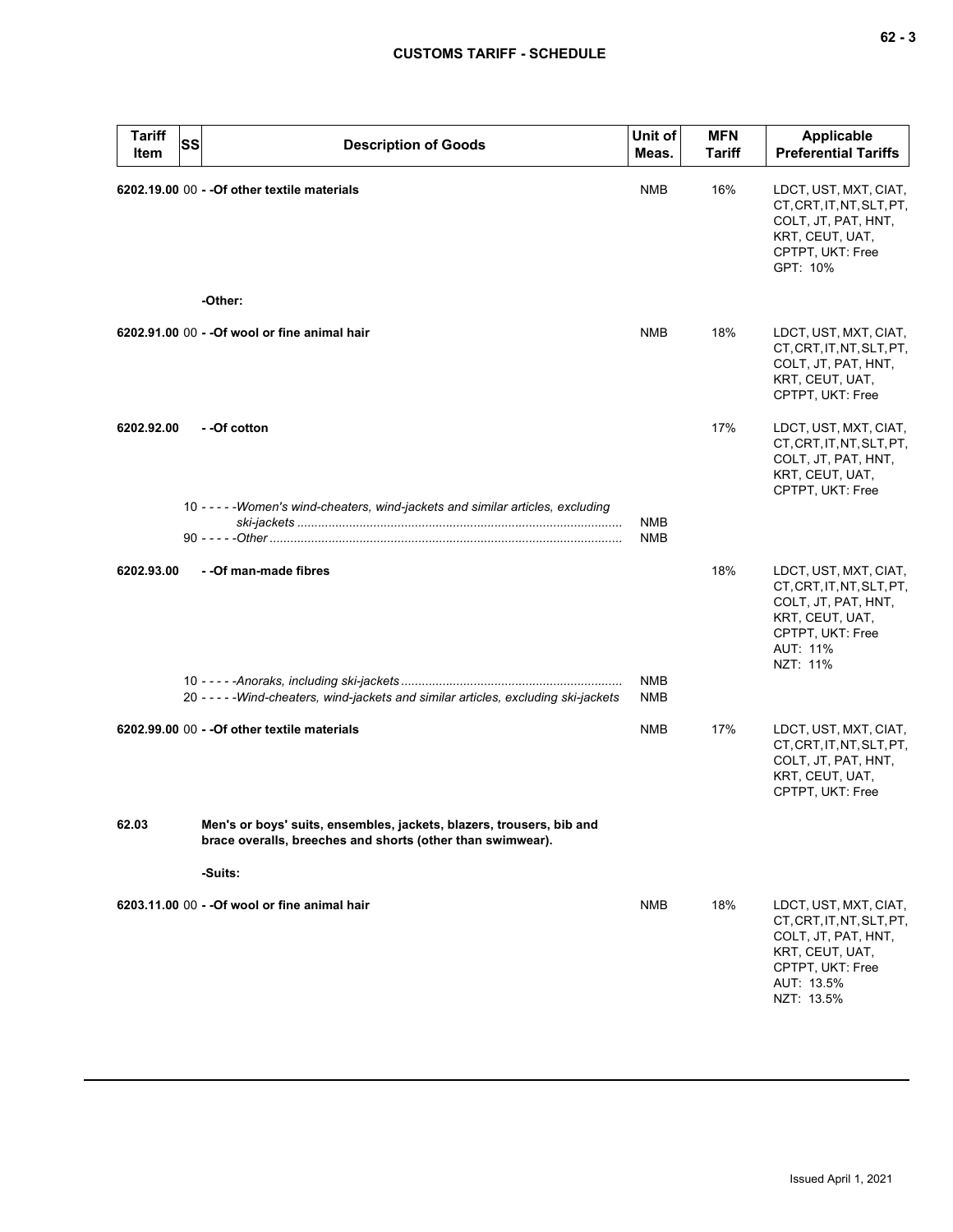| Tariff Item | SS | Description of Goods | Unit of Meas. | MFN Tariff | Applicable Preferential Tariffs |
|---|---|---|---|---|---|
| **6202.19.00** | 00 | **- -Of other textile materials** | NMB | 16% | LDCT, UST, MXT, CIAT, CT, CRT, IT, NT, SLT, PT, COLT, JT, PAT, HNT, KRT, CEUT, UAT, CPTPT, UKT: Free<br>GPT: 10% |
| | | **-Other:** | | | |
| **6202.91.00** | 00 | **- -Of wool or fine animal hair** | NMB | 18% | LDCT, UST, MXT, CIAT, CT, CRT, IT, NT, SLT, PT, COLT, JT, PAT, HNT, KRT, CEUT, UAT, CPTPT, UKT: Free |
| **6202.92.00** | | **- -Of cotton** | | 17% | LDCT, UST, MXT, CIAT, CT, CRT, IT, NT, SLT, PT, COLT, JT, PAT, HNT, KRT, CEUT, UAT, CPTPT, UKT: Free |
| | 10 | *- - - - -Women's wind-cheaters, wind-jackets and similar articles, excluding ski-jackets* | NMB | | |
| | 90 | *- - - - -Other* | NMB | | |
| **6202.93.00** | | **- -Of man-made fibres** | | 18% | LDCT, UST, MXT, CIAT, CT, CRT, IT, NT, SLT, PT, COLT, JT, PAT, HNT, KRT, CEUT, UAT, CPTPT, UKT: Free<br>AUT: 11%<br>NZT: 11% |
| | 10 | *- - - - -Anoraks, including ski-jackets* | NMB | | |
| | 20 | *- - - - -Wind-cheaters, wind-jackets and similar articles, excluding ski-jackets* | NMB | | |
| **6202.99.00** | 00 | **- -Of other textile materials** | NMB | 17% | LDCT, UST, MXT, CIAT, CT, CRT, IT, NT, SLT, PT, COLT, JT, PAT, HNT, KRT, CEUT, UAT, CPTPT, UKT: Free |
| **62.03** | | **Men's or boys' suits, ensembles, jackets, blazers, trousers, bib and brace overalls, breeches and shorts (other than swimwear).** | | | |
| | | **-Suits:** | | | |
| **6203.11.00** | 00 | **- -Of wool or fine animal hair** | NMB | 18% | LDCT, UST, MXT, CIAT, CT, CRT, IT, NT, SLT, PT, COLT, JT, PAT, HNT, KRT, CEUT, UAT, CPTPT, UKT: Free<br>AUT: 13.5%<br>NZT: 13.5% |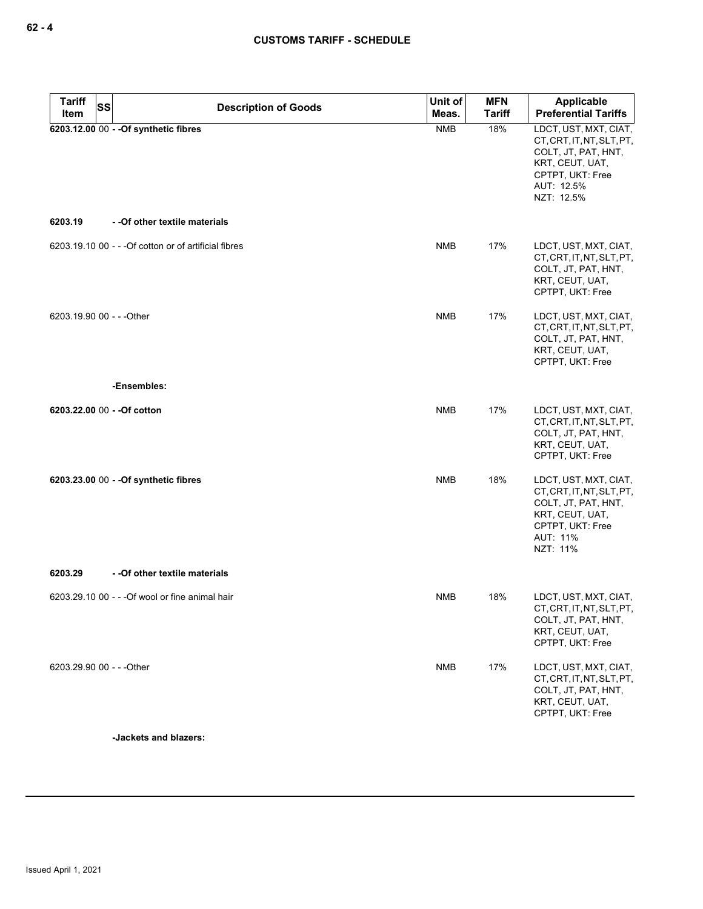| Tariff Item | SS | Description of Goods | Unit of Meas. | MFN Tariff | Applicable Preferential Tariffs |
|---|---|---|---|---|---|
| **6203.12.00** | 00 | **- -Of synthetic fibres** | NMB | 18% | LDCT, UST, MXT, CIAT, CT, CRT, IT, NT, SLT, PT, COLT, JT, PAT, HNT, KRT, CEUT, UAT, CPTPT, UKT: Free<br>AUT: 12.5%<br>NZT: 12.5% |
| **6203.19** | | **- -Of other textile materials** | | | |
| 6203.19.10 | 00 | - - -Of cotton or of artificial fibres | NMB | 17% | LDCT, UST, MXT, CIAT, CT, CRT, IT, NT, SLT, PT, COLT, JT, PAT, HNT, KRT, CEUT, UAT, CPTPT, UKT: Free |
| 6203.19.90 | 00 | - - -Other | NMB | 17% | LDCT, UST, MXT, CIAT, CT, CRT, IT, NT, SLT, PT, COLT, JT, PAT, HNT, KRT, CEUT, UAT, CPTPT, UKT: Free |
| | | **-Ensembles:** | | | |
| **6203.22.00** | 00 | **- -Of cotton** | NMB | 17% | LDCT, UST, MXT, CIAT, CT, CRT, IT, NT, SLT, PT, COLT, JT, PAT, HNT, KRT, CEUT, UAT, CPTPT, UKT: Free |
| **6203.23.00** | 00 | **- -Of synthetic fibres** | NMB | 18% | LDCT, UST, MXT, CIAT, CT, CRT, IT, NT, SLT, PT, COLT, JT, PAT, HNT, KRT, CEUT, UAT, CPTPT, UKT: Free<br>AUT: 11%<br>NZT: 11% |
| **6203.29** | | **- -Of other textile materials** | | | |
| 6203.29.10 | 00 | - - -Of wool or fine animal hair | NMB | 18% | LDCT, UST, MXT, CIAT, CT, CRT, IT, NT, SLT, PT, COLT, JT, PAT, HNT, KRT, CEUT, UAT, CPTPT, UKT: Free |
| 6203.29.90 | 00 | - - -Other | NMB | 17% | LDCT, UST, MXT, CIAT, CT, CRT, IT, NT, SLT, PT, COLT, JT, PAT, HNT, KRT, CEUT, UAT, CPTPT, UKT: Free |
| | | **-Jackets and blazers:** | | | |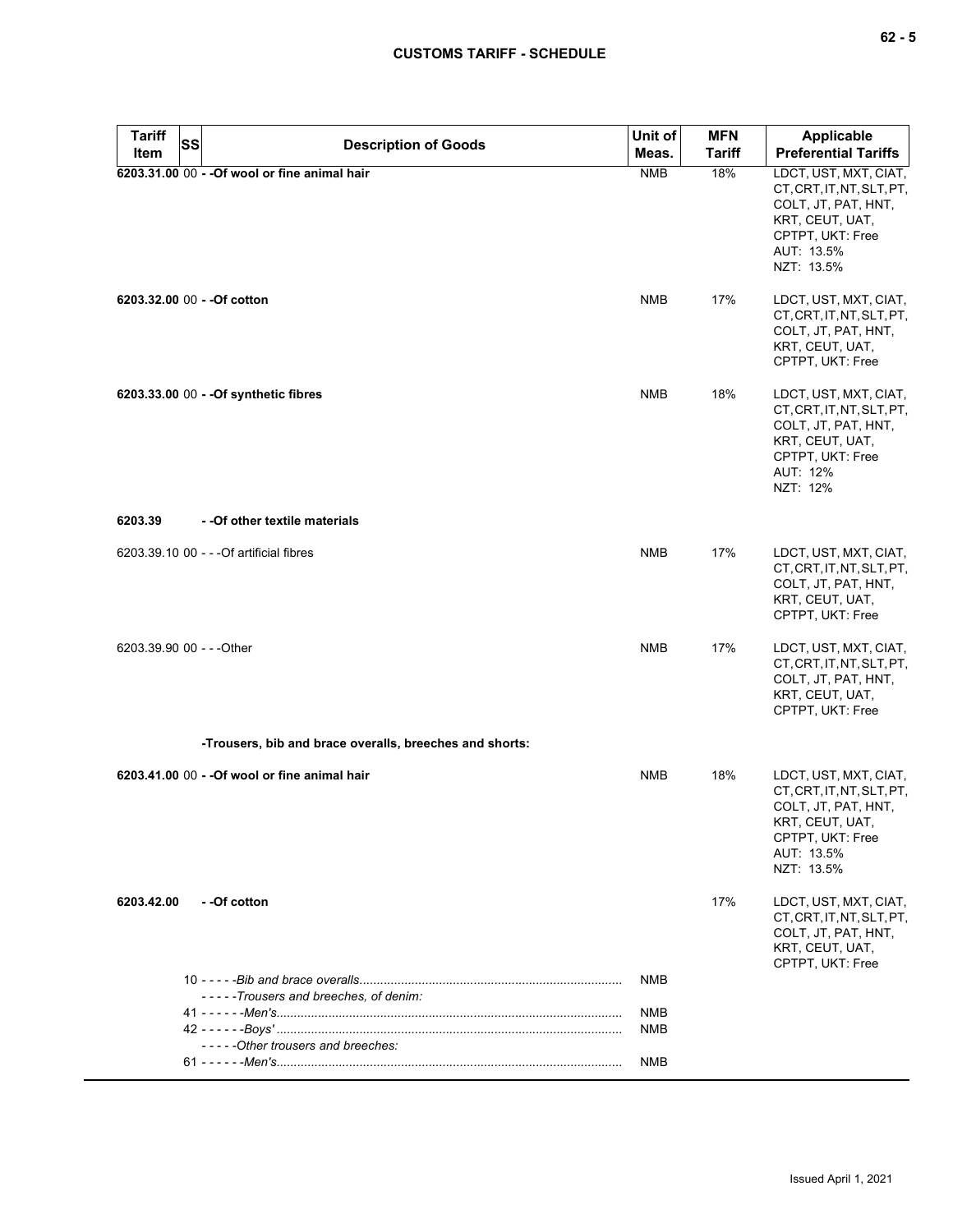| Tariff Item | SS | Description of Goods | Unit of Meas. | MFN Tariff | Applicable Preferential Tariffs |
|---|---|---|---|---|---|
| **6203.31.00** | 00 | **- -Of wool or fine animal hair** | NMB | 18% | LDCT, UST, MXT, CIAT, CT, CRT, IT, NT, SLT, PT, COLT, JT, PAT, HNT, KRT, CEUT, UAT, CPTPT, UKT: Free<br>AUT: 13.5%<br>NZT: 13.5% |
| **6203.32.00** | 00 | **- -Of cotton** | NMB | 17% | LDCT, UST, MXT, CIAT, CT, CRT, IT, NT, SLT, PT, COLT, JT, PAT, HNT, KRT, CEUT, UAT, CPTPT, UKT: Free |
| **6203.33.00** | 00 | **- -Of synthetic fibres** | NMB | 18% | LDCT, UST, MXT, CIAT, CT, CRT, IT, NT, SLT, PT, COLT, JT, PAT, HNT, KRT, CEUT, UAT, CPTPT, UKT: Free<br>AUT: 12%<br>NZT: 12% |
| **6203.39** | | **- -Of other textile materials** | | | |
| 6203.39.10 | 00 | - - -Of artificial fibres | NMB | 17% | LDCT, UST, MXT, CIAT, CT, CRT, IT, NT, SLT, PT, COLT, JT, PAT, HNT, KRT, CEUT, UAT, CPTPT, UKT: Free |
| 6203.39.90 | 00 | - - -Other | NMB | 17% | LDCT, UST, MXT, CIAT, CT, CRT, IT, NT, SLT, PT, COLT, JT, PAT, HNT, KRT, CEUT, UAT, CPTPT, UKT: Free |
| | | **-Trousers, bib and brace overalls, breeches and shorts:** | | | |
| **6203.41.00** | 00 | **- -Of wool or fine animal hair** | NMB | 18% | LDCT, UST, MXT, CIAT, CT, CRT, IT, NT, SLT, PT, COLT, JT, PAT, HNT, KRT, CEUT, UAT, CPTPT, UKT: Free<br>AUT: 13.5%<br>NZT: 13.5% |
| **6203.42.00** | | **- -Of cotton** | | 17% | LDCT, UST, MXT, CIAT, CT, CRT, IT, NT, SLT, PT, COLT, JT, PAT, HNT, KRT, CEUT, UAT, CPTPT, UKT: Free |
| | 10 | - - - - -*Bib and brace overalls* | NMB | | |
| | | - - - - -*Trousers and breeches, of denim:* | | | |
| | 41 | - - - - - -*Men's* | NMB | | |
| | 42 | - - - - - -*Boys'* | NMB | | |
| | | - - - - -*Other trousers and breeches:* | | | |
| | 61 | - - - - - -*Men's* | NMB | | |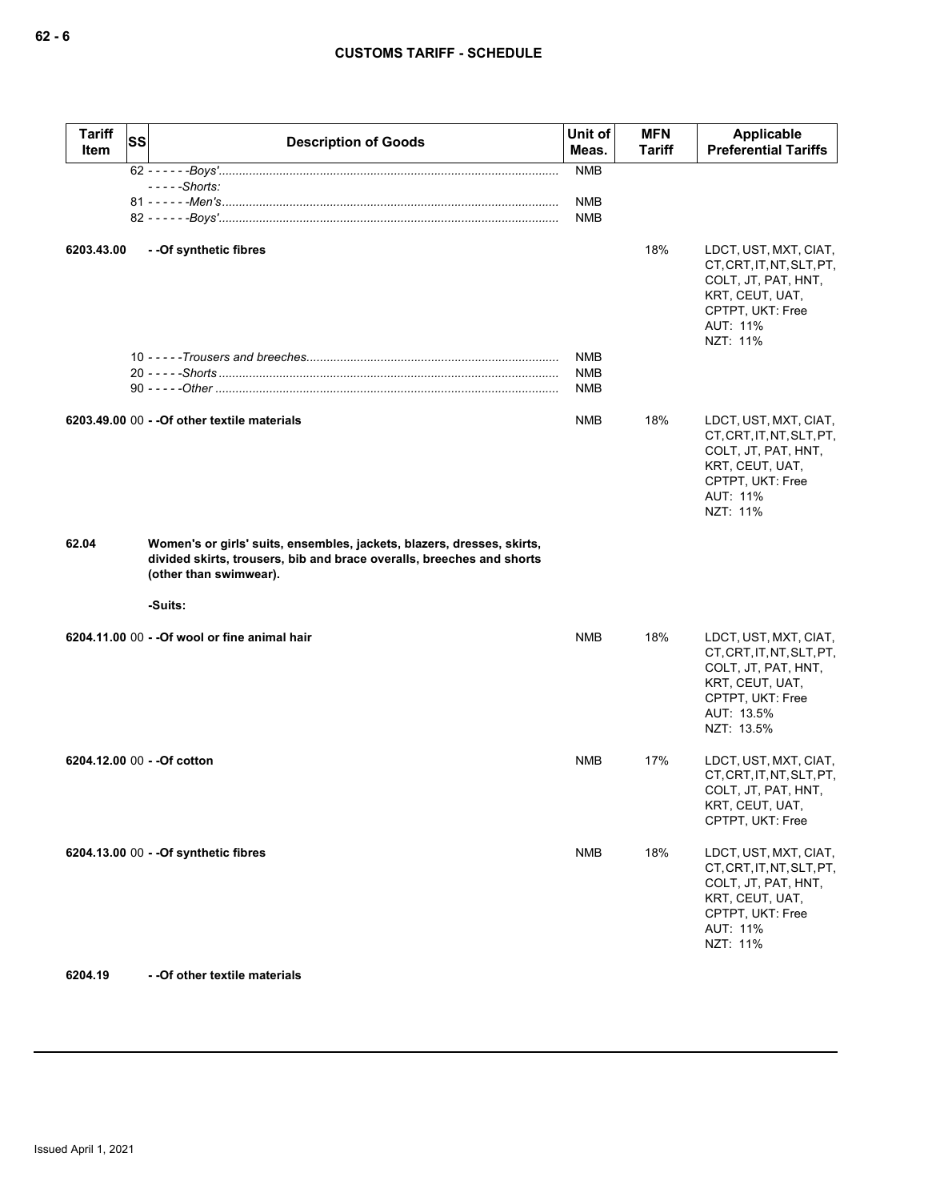| Tariff Item | SS | Description of Goods | Unit of Meas. | MFN Tariff | Applicable Preferential Tariffs |
|---|---|---|---|---|---|
| | 62 | - - - - - -*Boys'*.................................................................................................... | NMB | | |
| | | - - - - -*Shorts:* | | | |
| | 81 | - - - - - -*Men's*................................................................................................... | NMB | | |
| | 82 | - - - - - -*Boys'*.................................................................................................... | NMB | | |
| **6203.43.00** | | **- -Of synthetic fibres** | | 18% | LDCT, UST, MXT, CIAT, CT, CRT, IT, NT, SLT, PT, COLT, JT, PAT, HNT, KRT, CEUT, UAT, CPTPT, UKT: Free<br>AUT: 11%<br>NZT: 11% |
| | 10 | - - - - -*Trousers and breeches*.......................................................................... | NMB | | |
| | 20 | - - - - -*Shorts*.................................................................................................... | NMB | | |
| | 90 | - - - - -*Other*..................................................................................................... | NMB | | |
| **6203.49.00** | 00 | **- -Of other textile materials** | NMB | 18% | LDCT, UST, MXT, CIAT, CT, CRT, IT, NT, SLT, PT, COLT, JT, PAT, HNT, KRT, CEUT, UAT, CPTPT, UKT: Free<br>AUT: 11%<br>NZT: 11% |
| **62.04** | | **Women's or girls' suits, ensembles, jackets, blazers, dresses, skirts, divided skirts, trousers, bib and brace overalls, breeches and shorts (other than swimwear).** | | | |
| | | **-Suits:** | | | |
| **6204.11.00** | 00 | **- -Of wool or fine animal hair** | NMB | 18% | LDCT, UST, MXT, CIAT, CT, CRT, IT, NT, SLT, PT, COLT, JT, PAT, HNT, KRT, CEUT, UAT, CPTPT, UKT: Free<br>AUT: 13.5%<br>NZT: 13.5% |
| **6204.12.00** | 00 | **- -Of cotton** | NMB | 17% | LDCT, UST, MXT, CIAT, CT, CRT, IT, NT, SLT, PT, COLT, JT, PAT, HNT, KRT, CEUT, UAT, CPTPT, UKT: Free |
| **6204.13.00** | 00 | **- -Of synthetic fibres** | NMB | 18% | LDCT, UST, MXT, CIAT, CT, CRT, IT, NT, SLT, PT, COLT, JT, PAT, HNT, KRT, CEUT, UAT, CPTPT, UKT: Free<br>AUT: 11%<br>NZT: 11% |
| **6204.19** | | **- -Of other textile materials** | | | |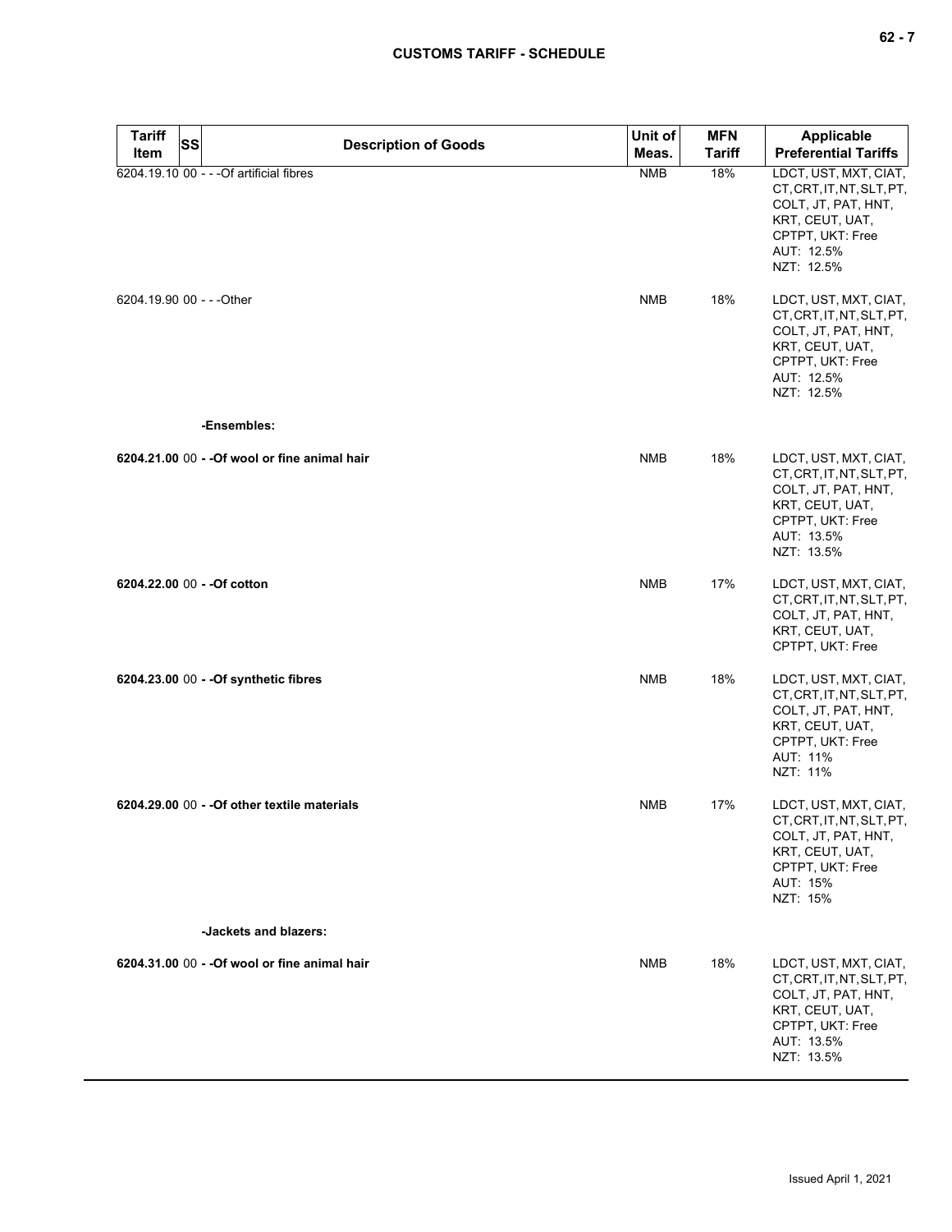| Tariff Item | SS | Description of Goods | Unit of Meas. | MFN Tariff | Applicable Preferential Tariffs |
|---|---|---|---|---|---|
| 6204.19.10 | 00 | - - -Of artificial fibres | NMB | 18% | LDCT, UST, MXT, CIAT, CT, CRT, IT, NT, SLT, PT, COLT, JT, PAT, HNT, KRT, CEUT, UAT, CPTPT, UKT: Free<br>AUT: 12.5%<br>NZT: 12.5% |
| 6204.19.90 | 00 | - - -Other | NMB | 18% | LDCT, UST, MXT, CIAT, CT, CRT, IT, NT, SLT, PT, COLT, JT, PAT, HNT, KRT, CEUT, UAT, CPTPT, UKT: Free<br>AUT: 12.5%<br>NZT: 12.5% |
| | | -Ensembles: | | | |
| **6204.21.00** | 00 | **- -Of wool or fine animal hair** | NMB | 18% | LDCT, UST, MXT, CIAT, CT, CRT, IT, NT, SLT, PT, COLT, JT, PAT, HNT, KRT, CEUT, UAT, CPTPT, UKT: Free<br>AUT: 13.5%<br>NZT: 13.5% |
| **6204.22.00** | 00 | **- -Of cotton** | NMB | 17% | LDCT, UST, MXT, CIAT, CT, CRT, IT, NT, SLT, PT, COLT, JT, PAT, HNT, KRT, CEUT, UAT, CPTPT, UKT: Free |
| **6204.23.00** | 00 | **- -Of synthetic fibres** | NMB | 18% | LDCT, UST, MXT, CIAT, CT, CRT, IT, NT, SLT, PT, COLT, JT, PAT, HNT, KRT, CEUT, UAT, CPTPT, UKT: Free<br>AUT: 11%<br>NZT: 11% |
| **6204.29.00** | 00 | **- -Of other textile materials** | NMB | 17% | LDCT, UST, MXT, CIAT, CT, CRT, IT, NT, SLT, PT, COLT, JT, PAT, HNT, KRT, CEUT, UAT, CPTPT, UKT: Free<br>AUT: 15%<br>NZT: 15% |
| | | -Jackets and blazers: | | | |
| **6204.31.00** | 00 | **- -Of wool or fine animal hair** | NMB | 18% | LDCT, UST, MXT, CIAT, CT, CRT, IT, NT, SLT, PT, COLT, JT, PAT, HNT, KRT, CEUT, UAT, CPTPT, UKT: Free<br>AUT: 13.5%<br>NZT: 13.5% |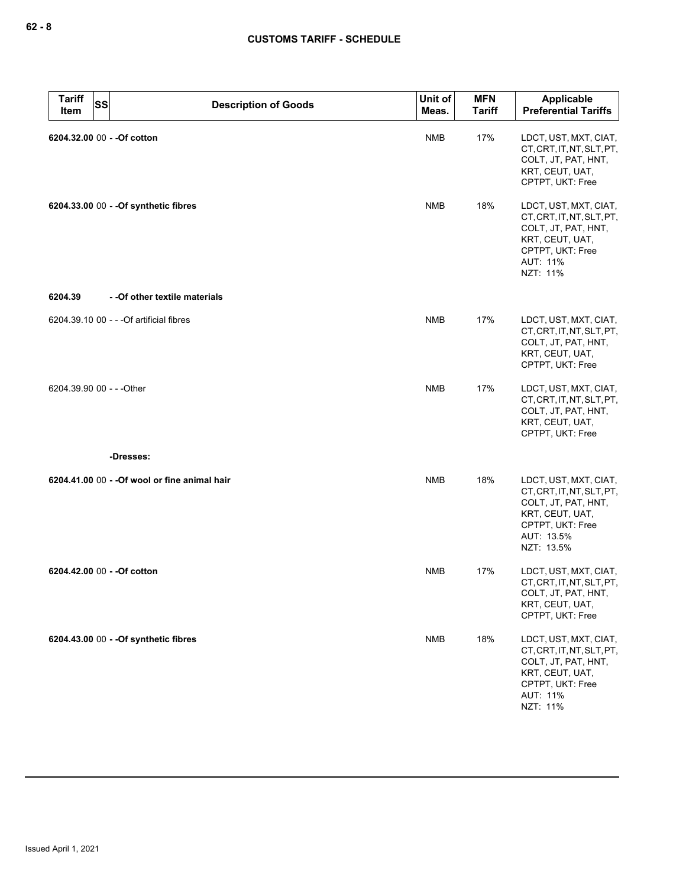| Tariff Item | SS | Description of Goods | Unit of Meas. | MFN Tariff | Applicable Preferential Tariffs |
|---|---|---|---|---|---|
| **6204.32.00** | 00 | **- -Of cotton** | NMB | 17% | LDCT, UST, MXT, CIAT, CT, CRT, IT, NT, SLT, PT, COLT, JT, PAT, HNT, KRT, CEUT, UAT, CPTPT, UKT: Free |
| **6204.33.00** | 00 | **- -Of synthetic fibres** | NMB | 18% | LDCT, UST, MXT, CIAT, CT, CRT, IT, NT, SLT, PT, COLT, JT, PAT, HNT, KRT, CEUT, UAT, CPTPT, UKT: Free<br>AUT: 11%<br>NZT: 11% |
| **6204.39** | | **- -Of other textile materials** | | | |
| 6204.39.10 | 00 | - - -Of artificial fibres | NMB | 17% | LDCT, UST, MXT, CIAT, CT, CRT, IT, NT, SLT, PT, COLT, JT, PAT, HNT, KRT, CEUT, UAT, CPTPT, UKT: Free |
| 6204.39.90 | 00 | - - -Other | NMB | 17% | LDCT, UST, MXT, CIAT, CT, CRT, IT, NT, SLT, PT, COLT, JT, PAT, HNT, KRT, CEUT, UAT, CPTPT, UKT: Free |
| | | **-Dresses:** | | | |
| **6204.41.00** | 00 | **- -Of wool or fine animal hair** | NMB | 18% | LDCT, UST, MXT, CIAT, CT, CRT, IT, NT, SLT, PT, COLT, JT, PAT, HNT, KRT, CEUT, UAT, CPTPT, UKT: Free<br>AUT: 13.5%<br>NZT: 13.5% |
| **6204.42.00** | 00 | **- -Of cotton** | NMB | 17% | LDCT, UST, MXT, CIAT, CT, CRT, IT, NT, SLT, PT, COLT, JT, PAT, HNT, KRT, CEUT, UAT, CPTPT, UKT: Free |
| **6204.43.00** | 00 | **- -Of synthetic fibres** | NMB | 18% | LDCT, UST, MXT, CIAT, CT, CRT, IT, NT, SLT, PT, COLT, JT, PAT, HNT, KRT, CEUT, UAT, CPTPT, UKT: Free<br>AUT: 11%<br>NZT: 11% |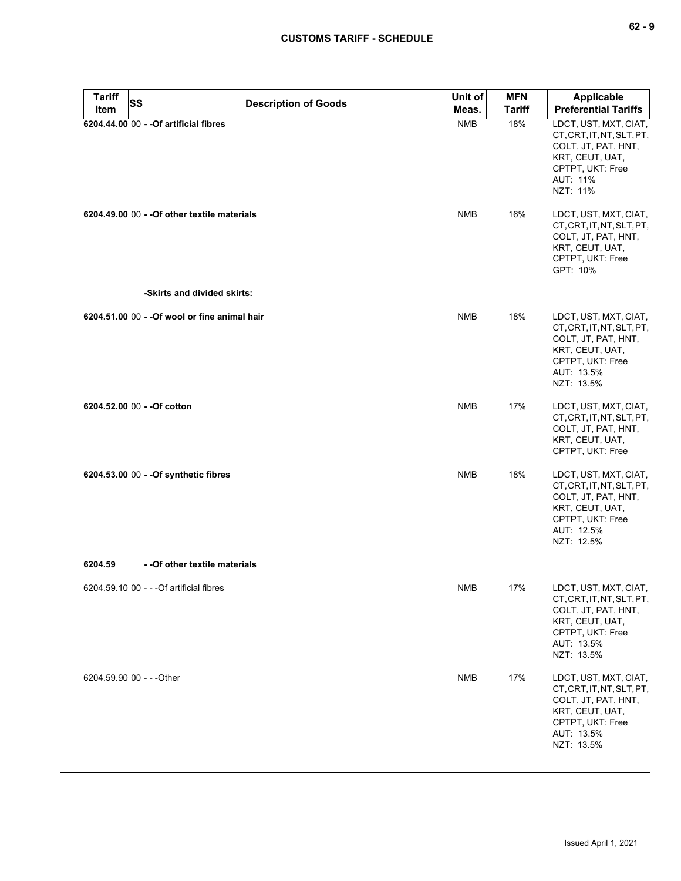| Tariff Item | SS | Description of Goods | Unit of Meas. | MFN Tariff | Applicable Preferential Tariffs |
|---|---|---|---|---|---|
| **6204.44.00** | 00 | **- -Of artificial fibres** | NMB | 18% | LDCT, UST, MXT, CIAT, CT, CRT, IT, NT, SLT, PT, COLT, JT, PAT, HNT, KRT, CEUT, UAT, CPTPT, UKT: Free<br>AUT: 11%<br>NZT: 11% |
| **6204.49.00** | 00 | **- -Of other textile materials** | NMB | 16% | LDCT, UST, MXT, CIAT, CT, CRT, IT, NT, SLT, PT, COLT, JT, PAT, HNT, KRT, CEUT, UAT, CPTPT, UKT: Free<br>GPT: 10% |
| | | **-Skirts and divided skirts:** | | | |
| **6204.51.00** | 00 | **- -Of wool or fine animal hair** | NMB | 18% | LDCT, UST, MXT, CIAT, CT, CRT, IT, NT, SLT, PT, COLT, JT, PAT, HNT, KRT, CEUT, UAT, CPTPT, UKT: Free<br>AUT: 13.5%<br>NZT: 13.5% |
| **6204.52.00** | 00 | **- -Of cotton** | NMB | 17% | LDCT, UST, MXT, CIAT, CT, CRT, IT, NT, SLT, PT, COLT, JT, PAT, HNT, KRT, CEUT, UAT, CPTPT, UKT: Free |
| **6204.53.00** | 00 | **- -Of synthetic fibres** | NMB | 18% | LDCT, UST, MXT, CIAT, CT, CRT, IT, NT, SLT, PT, COLT, JT, PAT, HNT, KRT, CEUT, UAT, CPTPT, UKT: Free<br>AUT: 12.5%<br>NZT: 12.5% |
| **6204.59** | | **- -Of other textile materials** | | | |
| 6204.59.10 | 00 | - - -Of artificial fibres | NMB | 17% | LDCT, UST, MXT, CIAT, CT, CRT, IT, NT, SLT, PT, COLT, JT, PAT, HNT, KRT, CEUT, UAT, CPTPT, UKT: Free<br>AUT: 13.5%<br>NZT: 13.5% |
| 6204.59.90 | 00 | - - -Other | NMB | 17% | LDCT, UST, MXT, CIAT, CT, CRT, IT, NT, SLT, PT, COLT, JT, PAT, HNT, KRT, CEUT, UAT, CPTPT, UKT: Free<br>AUT: 13.5%<br>NZT: 13.5% |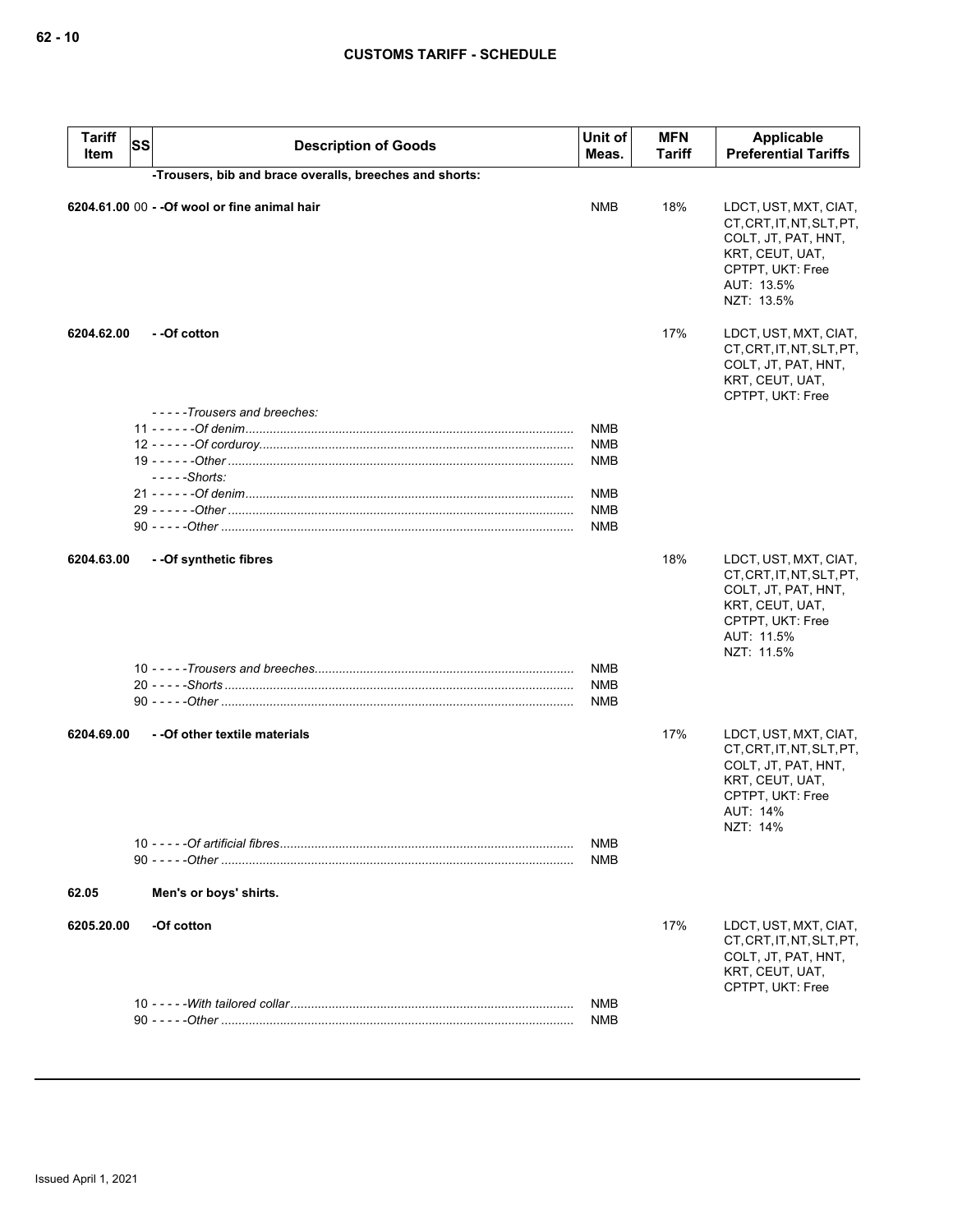| Tariff Item | SS | Description of Goods | Unit of Meas. | MFN Tariff | Applicable Preferential Tariffs |
|---|---|---|---|---|---|
| | | **-Trousers, bib and brace overalls, breeches and shorts:** | | | |
| **6204.61.00** | 00 | **- -Of wool or fine animal hair** | NMB | 18% | LDCT, UST, MXT, CIAT, CT, CRT, IT, NT, SLT, PT, COLT, JT, PAT, HNT, KRT, CEUT, UAT, CPTPT, UKT: Free<br>AUT: 13.5%<br>NZT: 13.5% |
| **6204.62.00** | | **- -Of cotton** | | 17% | LDCT, UST, MXT, CIAT, CT, CRT, IT, NT, SLT, PT, COLT, JT, PAT, HNT, KRT, CEUT, UAT, CPTPT, UKT: Free |
| | | *- - - - -Trousers and breeches:* | | | |
| | 11 | *- - - - - -Of denim* | NMB | | |
| | 12 | *- - - - - -Of corduroy* | NMB | | |
| | 19 | *- - - - - -Other* | NMB | | |
| | | *- - - - -Shorts:* | | | |
| | 21 | *- - - - - -Of denim* | NMB | | |
| | 29 | *- - - - - -Other* | NMB | | |
| | 90 | *- - - - -Other* | NMB | | |
| **6204.63.00** | | **- -Of synthetic fibres** | | 18% | LDCT, UST, MXT, CIAT, CT, CRT, IT, NT, SLT, PT, COLT, JT, PAT, HNT, KRT, CEUT, UAT, CPTPT, UKT: Free<br>AUT: 11.5%<br>NZT: 11.5% |
| | 10 | *- - - - -Trousers and breeches* | NMB | | |
| | 20 | *- - - - -Shorts* | NMB | | |
| | 90 | *- - - - -Other* | NMB | | |
| **6204.69.00** | | **- -Of other textile materials** | | 17% | LDCT, UST, MXT, CIAT, CT, CRT, IT, NT, SLT, PT, COLT, JT, PAT, HNT, KRT, CEUT, UAT, CPTPT, UKT: Free<br>AUT: 14%<br>NZT: 14% |
| | 10 | *- - - - -Of artificial fibres* | NMB | | |
| | 90 | *- - - - -Other* | NMB | | |
| **62.05** | | **Men's or boys' shirts.** | | | |
| **6205.20.00** | | **-Of cotton** | | 17% | LDCT, UST, MXT, CIAT, CT, CRT, IT, NT, SLT, PT, COLT, JT, PAT, HNT, KRT, CEUT, UAT, CPTPT, UKT: Free |
| | 10 | *- - - - -With tailored collar* | NMB | | |
| | 90 | *- - - - -Other* | NMB | | |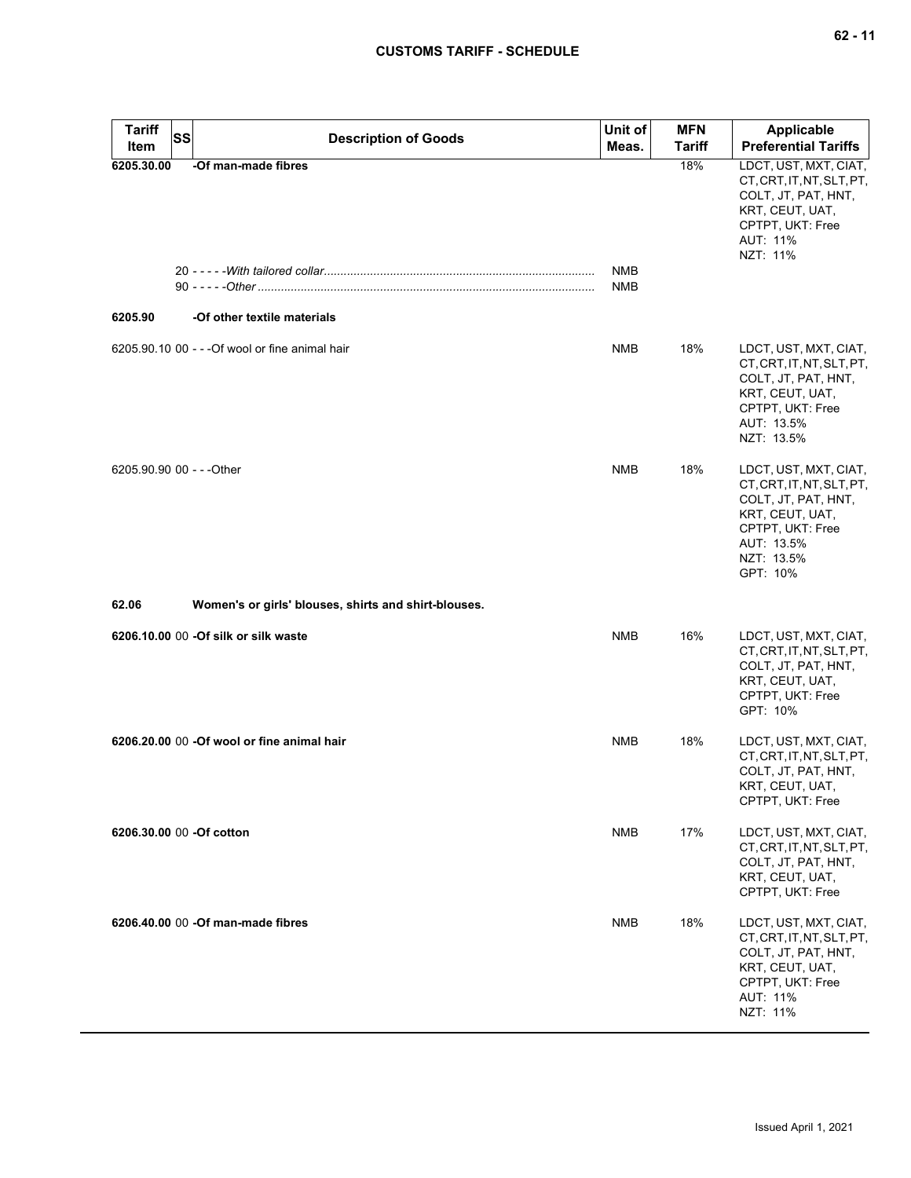| Tariff Item | SS | Description of Goods | Unit of Meas. | MFN Tariff | Applicable Preferential Tariffs |
|---|---|---|---|---|---|
| **6205.30.00** | | **-Of man-made fibres** | | 18% | LDCT, UST, MXT, CIAT, CT, CRT, IT, NT, SLT, PT, COLT, JT, PAT, HNT, KRT, CEUT, UAT, CPTPT, UKT: Free<br>AUT: 11%<br>NZT: 11% |
| | 20 | - - - - -*With tailored collar* | NMB | | |
| | 90 | - - - - -*Other* | NMB | | |
| **6205.90** | | **-Of other textile materials** | | | |
| 6205.90.10 | 00 | - - -Of wool or fine animal hair | NMB | 18% | LDCT, UST, MXT, CIAT, CT, CRT, IT, NT, SLT, PT, COLT, JT, PAT, HNT, KRT, CEUT, UAT, CPTPT, UKT: Free<br>AUT: 13.5%<br>NZT: 13.5% |
| 6205.90.90 | 00 | - - -Other | NMB | 18% | LDCT, UST, MXT, CIAT, CT, CRT, IT, NT, SLT, PT, COLT, JT, PAT, HNT, KRT, CEUT, UAT, CPTPT, UKT: Free<br>AUT: 13.5%<br>NZT: 13.5%<br>GPT: 10% |
| **62.06** | | **Women's or girls' blouses, shirts and shirt-blouses.** | | | |
| **6206.10.00** | 00 | **-Of silk or silk waste** | NMB | 16% | LDCT, UST, MXT, CIAT, CT, CRT, IT, NT, SLT, PT, COLT, JT, PAT, HNT, KRT, CEUT, UAT, CPTPT, UKT: Free<br>GPT: 10% |
| **6206.20.00** | 00 | **-Of wool or fine animal hair** | NMB | 18% | LDCT, UST, MXT, CIAT, CT, CRT, IT, NT, SLT, PT, COLT, JT, PAT, HNT, KRT, CEUT, UAT, CPTPT, UKT: Free |
| **6206.30.00** | 00 | **-Of cotton** | NMB | 17% | LDCT, UST, MXT, CIAT, CT, CRT, IT, NT, SLT, PT, COLT, JT, PAT, HNT, KRT, CEUT, UAT, CPTPT, UKT: Free |
| **6206.40.00** | 00 | **-Of man-made fibres** | NMB | 18% | LDCT, UST, MXT, CIAT, CT, CRT, IT, NT, SLT, PT, COLT, JT, PAT, HNT, KRT, CEUT, UAT, CPTPT, UKT: Free<br>AUT: 11%<br>NZT: 11% |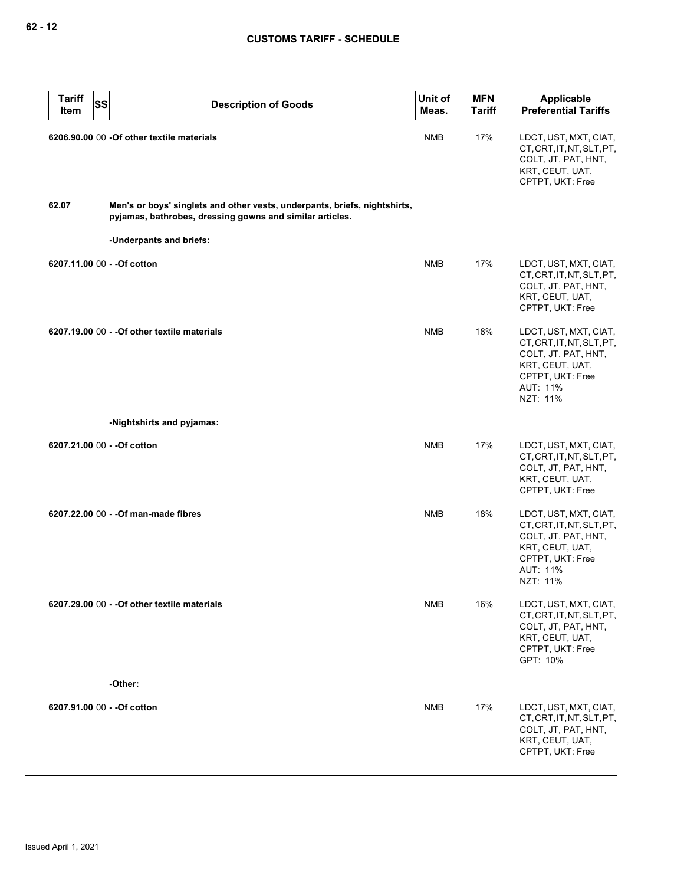| Tariff Item | SS | Description of Goods | Unit of Meas. | MFN Tariff | Applicable Preferential Tariffs |
|---|---|---|---|---|---|
| 6206.90.00 | 00 | -Of other textile materials | NMB | 17% | LDCT, UST, MXT, CIAT, CT, CRT, IT, NT, SLT, PT, COLT, JT, PAT, HNT, KRT, CEUT, UAT, CPTPT, UKT: Free |
| 62.07 | | Men's or boys' singlets and other vests, underpants, briefs, nightshirts, pyjamas, bathrobes, dressing gowns and similar articles. | | | |
| | | -Underpants and briefs: | | | |
| 6207.11.00 | 00 | - -Of cotton | NMB | 17% | LDCT, UST, MXT, CIAT, CT, CRT, IT, NT, SLT, PT, COLT, JT, PAT, HNT, KRT, CEUT, UAT, CPTPT, UKT: Free |
| 6207.19.00 | 00 | - -Of other textile materials | NMB | 18% | LDCT, UST, MXT, CIAT, CT, CRT, IT, NT, SLT, PT, COLT, JT, PAT, HNT, KRT, CEUT, UAT, CPTPT, UKT: Free<br>AUT: 11%<br>NZT: 11% |
| | | -Nightshirts and pyjamas: | | | |
| 6207.21.00 | 00 | - -Of cotton | NMB | 17% | LDCT, UST, MXT, CIAT, CT, CRT, IT, NT, SLT, PT, COLT, JT, PAT, HNT, KRT, CEUT, UAT, CPTPT, UKT: Free |
| 6207.22.00 | 00 | - -Of man-made fibres | NMB | 18% | LDCT, UST, MXT, CIAT, CT, CRT, IT, NT, SLT, PT, COLT, JT, PAT, HNT, KRT, CEUT, UAT, CPTPT, UKT: Free<br>AUT: 11%<br>NZT: 11% |
| 6207.29.00 | 00 | - -Of other textile materials | NMB | 16% | LDCT, UST, MXT, CIAT, CT, CRT, IT, NT, SLT, PT, COLT, JT, PAT, HNT, KRT, CEUT, UAT, CPTPT, UKT: Free<br>GPT: 10% |
| | | -Other: | | | |
| 6207.91.00 | 00 | - -Of cotton | NMB | 17% | LDCT, UST, MXT, CIAT, CT, CRT, IT, NT, SLT, PT, COLT, JT, PAT, HNT, KRT, CEUT, UAT, CPTPT, UKT: Free |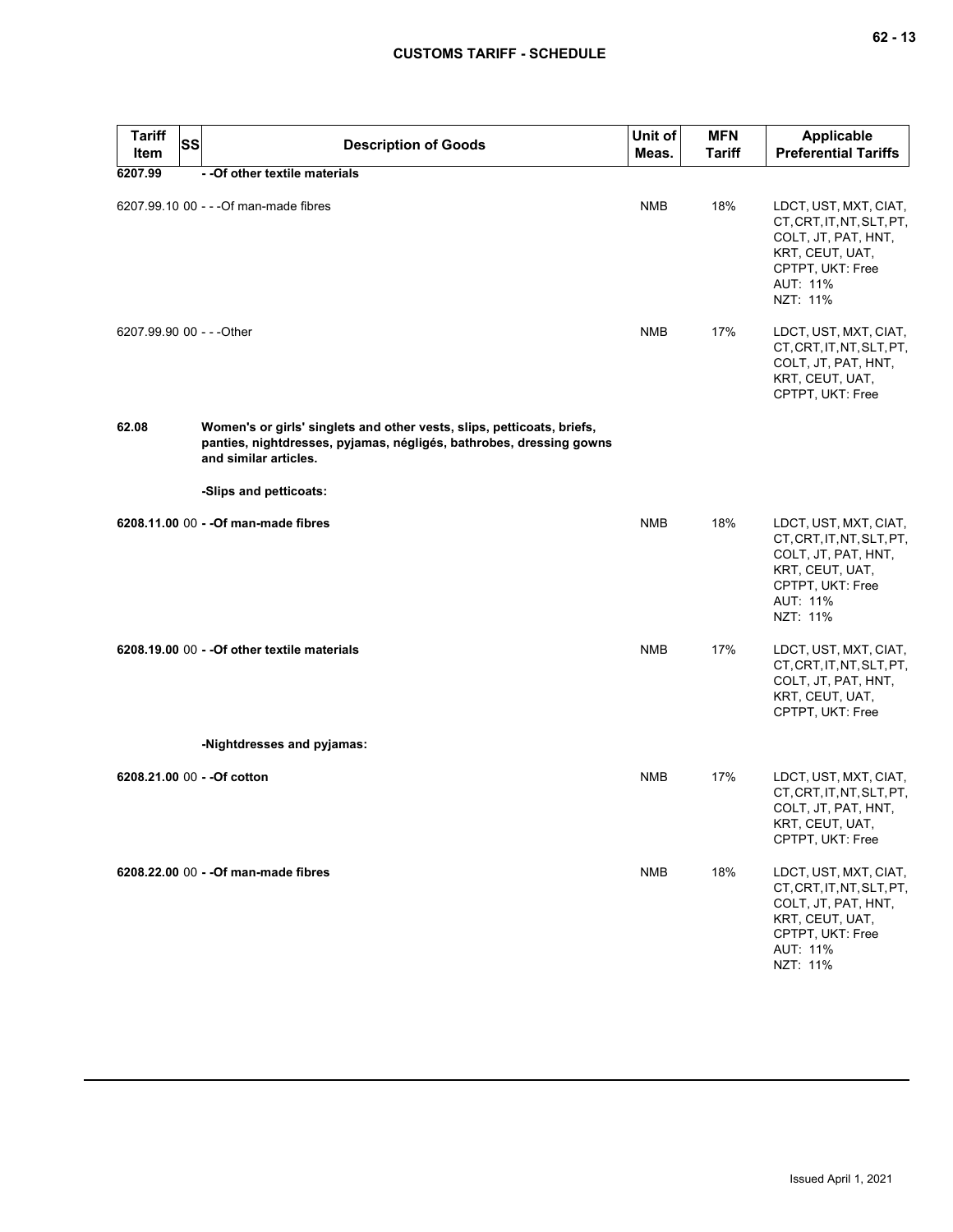| Tariff Item | SS | Description of Goods | Unit of Meas. | MFN Tariff | Applicable Preferential Tariffs |
|---|---|---|---|---|---|
| **6207.99** | | **- -Of other textile materials** | | | |
| 6207.99.10 | 00 | - - -Of man-made fibres | NMB | 18% | LDCT, UST, MXT, CIAT, CT, CRT, IT, NT, SLT, PT, COLT, JT, PAT, HNT, KRT, CEUT, UAT, CPTPT, UKT: Free AUT: 11% NZT: 11% |
| 6207.99.90 | 00 | - - -Other | NMB | 17% | LDCT, UST, MXT, CIAT, CT, CRT, IT, NT, SLT, PT, COLT, JT, PAT, HNT, KRT, CEUT, UAT, CPTPT, UKT: Free |
| **62.08** | | **Women's or girls' singlets and other vests, slips, petticoats, briefs, panties, nightdresses, pyjamas, négligés, bathrobes, dressing gowns and similar articles.** | | | |
| | | **-Slips and petticoats:** | | | |
| **6208.11.00** | 00 | **- -Of man-made fibres** | NMB | 18% | LDCT, UST, MXT, CIAT, CT, CRT, IT, NT, SLT, PT, COLT, JT, PAT, HNT, KRT, CEUT, UAT, CPTPT, UKT: Free AUT: 11% NZT: 11% |
| **6208.19.00** | 00 | **- -Of other textile materials** | NMB | 17% | LDCT, UST, MXT, CIAT, CT, CRT, IT, NT, SLT, PT, COLT, JT, PAT, HNT, KRT, CEUT, UAT, CPTPT, UKT: Free |
| | | **-Nightdresses and pyjamas:** | | | |
| **6208.21.00** | 00 | **- -Of cotton** | NMB | 17% | LDCT, UST, MXT, CIAT, CT, CRT, IT, NT, SLT, PT, COLT, JT, PAT, HNT, KRT, CEUT, UAT, CPTPT, UKT: Free |
| **6208.22.00** | 00 | **- -Of man-made fibres** | NMB | 18% | LDCT, UST, MXT, CIAT, CT, CRT, IT, NT, SLT, PT, COLT, JT, PAT, HNT, KRT, CEUT, UAT, CPTPT, UKT: Free AUT: 11% NZT: 11% |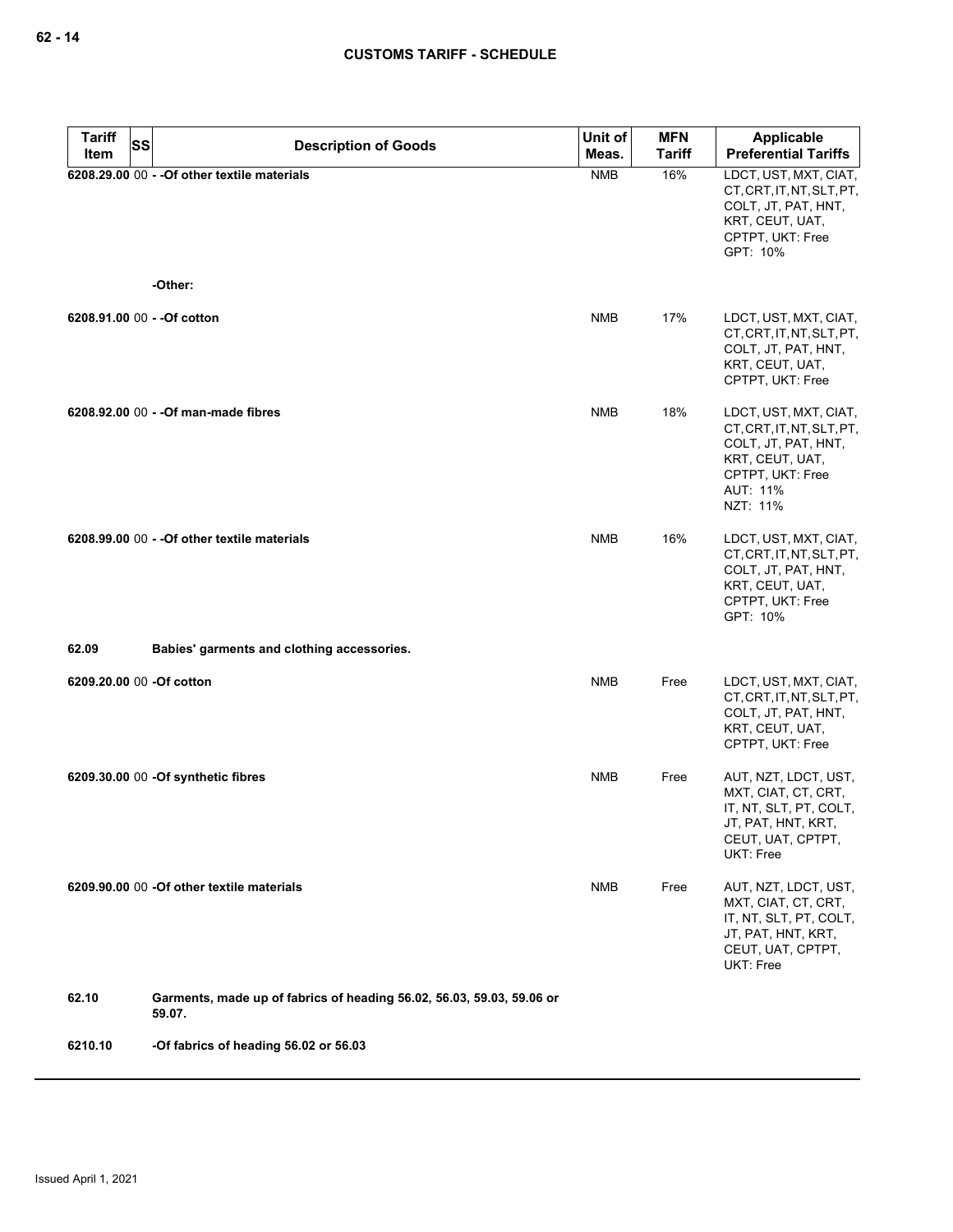| Tariff Item | SS | Description of Goods | Unit of Meas. | MFN Tariff | Applicable Preferential Tariffs |
|---|---|---|---|---|---|
| 6208.29.00 | 00 | - -Of other textile materials | NMB | 16% | LDCT, UST, MXT, CIAT, CT, CRT, IT, NT, SLT, PT, COLT, JT, PAT, HNT, KRT, CEUT, UAT, CPTPT, UKT: Free<br>GPT: 10% |
| | | -Other: | | | |
| 6208.91.00 | 00 | - -Of cotton | NMB | 17% | LDCT, UST, MXT, CIAT, CT, CRT, IT, NT, SLT, PT, COLT, JT, PAT, HNT, KRT, CEUT, UAT, CPTPT, UKT: Free |
| 6208.92.00 | 00 | - -Of man-made fibres | NMB | 18% | LDCT, UST, MXT, CIAT, CT, CRT, IT, NT, SLT, PT, COLT, JT, PAT, HNT, KRT, CEUT, UAT, CPTPT, UKT: Free<br>AUT: 11%<br>NZT: 11% |
| 6208.99.00 | 00 | - -Of other textile materials | NMB | 16% | LDCT, UST, MXT, CIAT, CT, CRT, IT, NT, SLT, PT, COLT, JT, PAT, HNT, KRT, CEUT, UAT, CPTPT, UKT: Free<br>GPT: 10% |
| 62.09 | | Babies' garments and clothing accessories. | | | |
| 6209.20.00 | 00 | -Of cotton | NMB | Free | LDCT, UST, MXT, CIAT, CT, CRT, IT, NT, SLT, PT, COLT, JT, PAT, HNT, KRT, CEUT, UAT, CPTPT, UKT: Free |
| 6209.30.00 | 00 | -Of synthetic fibres | NMB | Free | AUT, NZT, LDCT, UST, MXT, CIAT, CT, CRT, IT, NT, SLT, PT, COLT, JT, PAT, HNT, KRT, CEUT, UAT, CPTPT, UKT: Free |
| 6209.90.00 | 00 | -Of other textile materials | NMB | Free | AUT, NZT, LDCT, UST, MXT, CIAT, CT, CRT, IT, NT, SLT, PT, COLT, JT, PAT, HNT, KRT, CEUT, UAT, CPTPT, UKT: Free |
| 62.10 | | Garments, made up of fabrics of heading 56.02, 56.03, 59.03, 59.06 or 59.07. | | | |
| 6210.10 | | -Of fabrics of heading 56.02 or 56.03 | | | |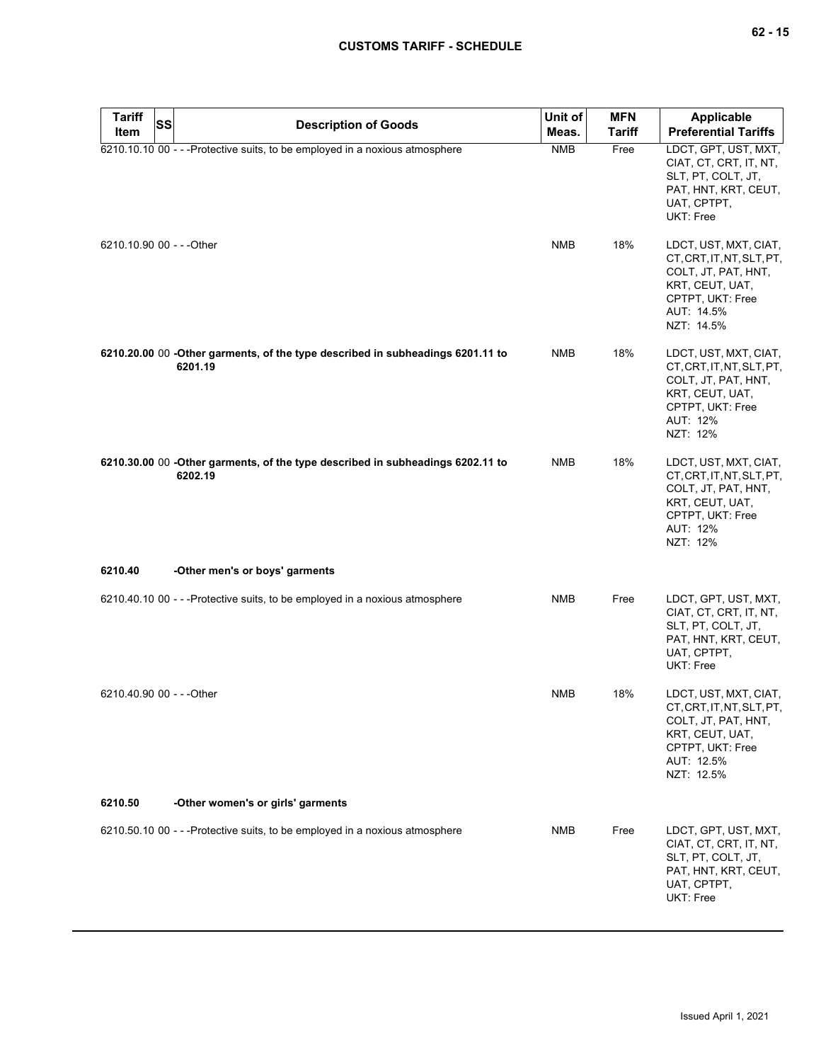| Tariff Item | SS | Description of Goods | Unit of Meas. | MFN Tariff | Applicable Preferential Tariffs |
|---|---|---|---|---|---|
| 6210.10.10 | 00 | - - -Protective suits, to be employed in a noxious atmosphere | NMB | Free | LDCT, GPT, UST, MXT, CIAT, CT, CRT, IT, NT, SLT, PT, COLT, JT, PAT, HNT, KRT, CEUT, UAT, CPTPT, UKT: Free |
| 6210.10.90 | 00 | - - -Other | NMB | 18% | LDCT, UST, MXT, CIAT, CT, CRT, IT, NT, SLT, PT, COLT, JT, PAT, HNT, KRT, CEUT, UAT, CPTPT, UKT: Free AUT: 14.5% NZT: 14.5% |
| **6210.20.00** | 00 | **-Other garments, of the type described in subheadings 6201.11 to 6201.19** | NMB | 18% | LDCT, UST, MXT, CIAT, CT, CRT, IT, NT, SLT, PT, COLT, JT, PAT, HNT, KRT, CEUT, UAT, CPTPT, UKT: Free AUT: 12% NZT: 12% |
| **6210.30.00** | 00 | **-Other garments, of the type described in subheadings 6202.11 to 6202.19** | NMB | 18% | LDCT, UST, MXT, CIAT, CT, CRT, IT, NT, SLT, PT, COLT, JT, PAT, HNT, KRT, CEUT, UAT, CPTPT, UKT: Free AUT: 12% NZT: 12% |
| **6210.40** | | **-Other men's or boys' garments** | | | |
| 6210.40.10 | 00 | - - -Protective suits, to be employed in a noxious atmosphere | NMB | Free | LDCT, GPT, UST, MXT, CIAT, CT, CRT, IT, NT, SLT, PT, COLT, JT, PAT, HNT, KRT, CEUT, UAT, CPTPT, UKT: Free |
| 6210.40.90 | 00 | - - -Other | NMB | 18% | LDCT, UST, MXT, CIAT, CT, CRT, IT, NT, SLT, PT, COLT, JT, PAT, HNT, KRT, CEUT, UAT, CPTPT, UKT: Free AUT: 12.5% NZT: 12.5% |
| **6210.50** | | **-Other women's or girls' garments** | | | |
| 6210.50.10 | 00 | - - -Protective suits, to be employed in a noxious atmosphere | NMB | Free | LDCT, GPT, UST, MXT, CIAT, CT, CRT, IT, NT, SLT, PT, COLT, JT, PAT, HNT, KRT, CEUT, UAT, CPTPT, UKT: Free |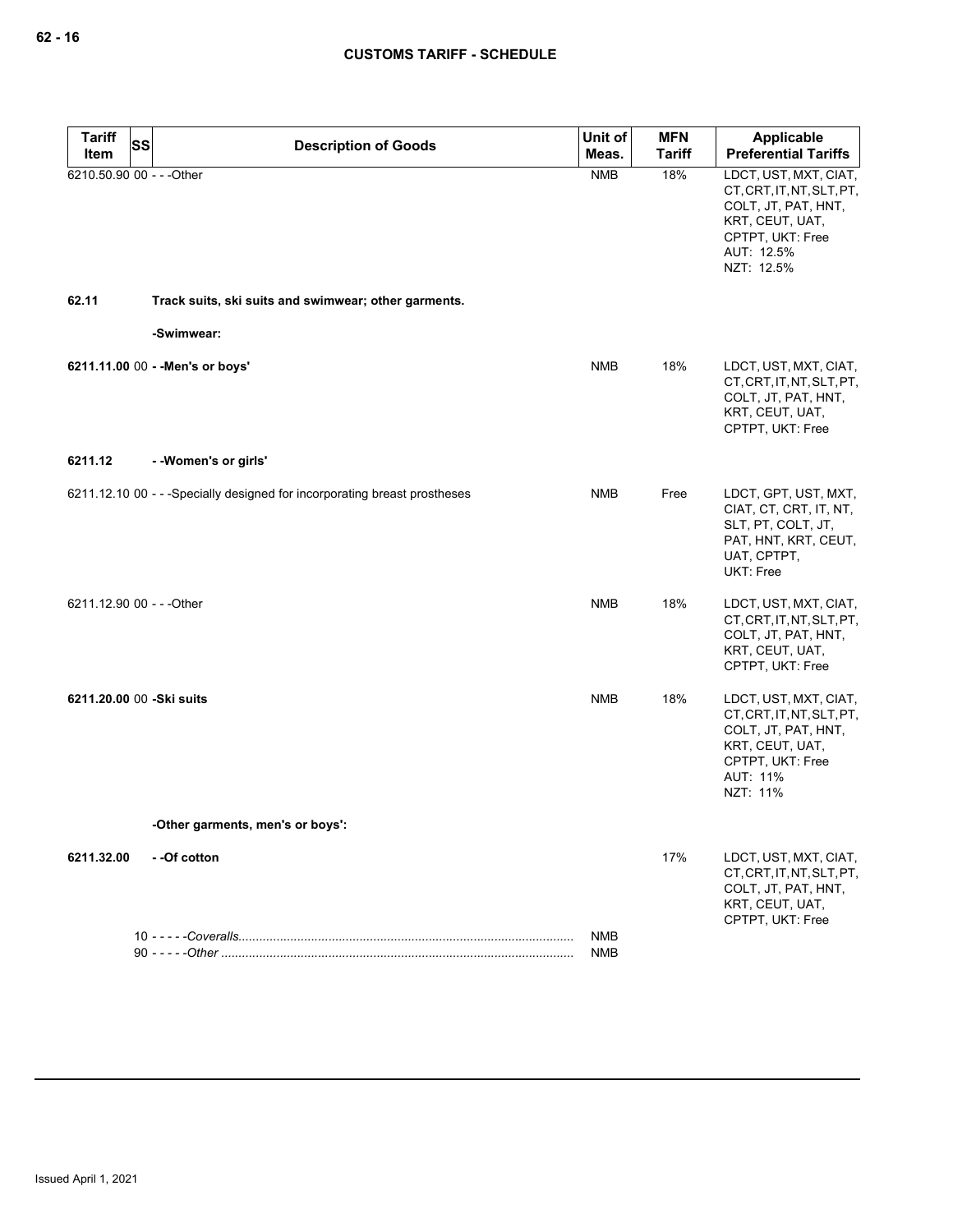| Tariff Item | SS | Description of Goods | Unit of Meas. | MFN Tariff | Applicable Preferential Tariffs |
|---|---|---|---|---|---|
| 6210.50.90 | 00 | - - -Other | NMB | 18% | LDCT, UST, MXT, CIAT, CT, CRT, IT, NT, SLT, PT, COLT, JT, PAT, HNT, KRT, CEUT, UAT, CPTPT, UKT: Free<br>AUT: 12.5%<br>NZT: 12.5% |
| **62.11** | | **Track suits, ski suits and swimwear; other garments.** | | | |
| | | **-Swimwear:** | | | |
| **6211.11.00** | 00 | **- -Men's or boys'** | NMB | 18% | LDCT, UST, MXT, CIAT, CT, CRT, IT, NT, SLT, PT, COLT, JT, PAT, HNT, KRT, CEUT, UAT, CPTPT, UKT: Free |
| **6211.12** | | **- -Women's or girls'** | | | |
| 6211.12.10 | 00 | - - -Specially designed for incorporating breast prostheses | NMB | Free | LDCT, GPT, UST, MXT, CIAT, CT, CRT, IT, NT, SLT, PT, COLT, JT, PAT, HNT, KRT, CEUT, UAT, CPTPT, UKT: Free |
| 6211.12.90 | 00 | - - -Other | NMB | 18% | LDCT, UST, MXT, CIAT, CT, CRT, IT, NT, SLT, PT, COLT, JT, PAT, HNT, KRT, CEUT, UAT, CPTPT, UKT: Free |
| **6211.20.00** | 00 | **-Ski suits** | NMB | 18% | LDCT, UST, MXT, CIAT, CT, CRT, IT, NT, SLT, PT, COLT, JT, PAT, HNT, KRT, CEUT, UAT, CPTPT, UKT: Free<br>AUT: 11%<br>NZT: 11% |
| | | **-Other garments, men's or boys':** | | | |
| **6211.32.00** | | **- -Of cotton** | | 17% | LDCT, UST, MXT, CIAT, CT, CRT, IT, NT, SLT, PT, COLT, JT, PAT, HNT, KRT, CEUT, UAT, CPTPT, UKT: Free |
| | 10 | - - - - -*Coveralls* | NMB | | |
| | 90 | - - - - -*Other* | NMB | | |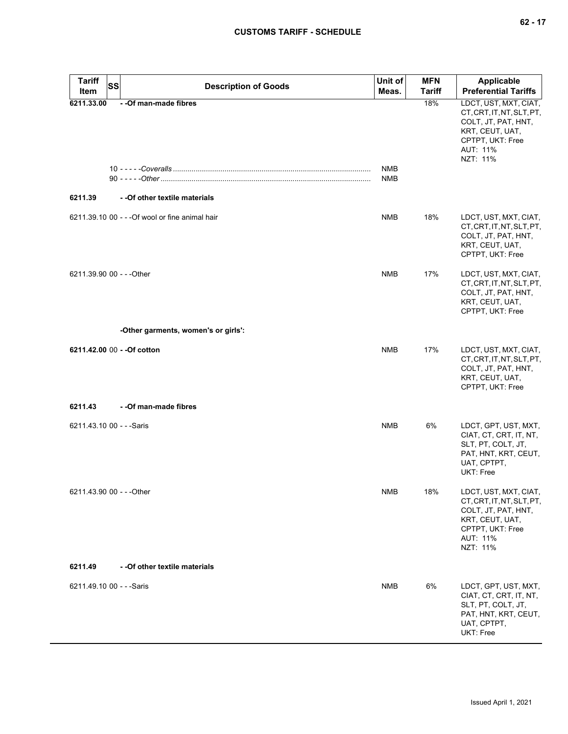| Tariff Item | SS | Description of Goods | Unit of Meas. | MFN Tariff | Applicable Preferential Tariffs |
|---|---|---|---|---|---|
| **6211.33.00** | | **- -Of man-made fibres** | | 18% | LDCT, UST, MXT, CIAT, CT, CRT, IT, NT, SLT, PT, COLT, JT, PAT, HNT, KRT, CEUT, UAT, CPTPT, UKT: Free<br>AUT: 11%<br>NZT: 11% |
| | 10 | - - - - -*Coveralls* | NMB | | |
| | 90 | - - - - -*Other* | NMB | | |
| **6211.39** | | **- -Of other textile materials** | | | |
| 6211.39.10 | 00 | - - -Of wool or fine animal hair | NMB | 18% | LDCT, UST, MXT, CIAT, CT, CRT, IT, NT, SLT, PT, COLT, JT, PAT, HNT, KRT, CEUT, UAT, CPTPT, UKT: Free |
| 6211.39.90 | 00 | - - -Other | NMB | 17% | LDCT, UST, MXT, CIAT, CT, CRT, IT, NT, SLT, PT, COLT, JT, PAT, HNT, KRT, CEUT, UAT, CPTPT, UKT: Free |
| | | **-Other garments, women's or girls':** | | | |
| **6211.42.00** | 00 | **- -Of cotton** | NMB | 17% | LDCT, UST, MXT, CIAT, CT, CRT, IT, NT, SLT, PT, COLT, JT, PAT, HNT, KRT, CEUT, UAT, CPTPT, UKT: Free |
| **6211.43** | | **- -Of man-made fibres** | | | |
| 6211.43.10 | 00 | - - -Saris | NMB | 6% | LDCT, GPT, UST, MXT, CIAT, CT, CRT, IT, NT, SLT, PT, COLT, JT, PAT, HNT, KRT, CEUT, UAT, CPTPT, UKT: Free |
| 6211.43.90 | 00 | - - -Other | NMB | 18% | LDCT, UST, MXT, CIAT, CT, CRT, IT, NT, SLT, PT, COLT, JT, PAT, HNT, KRT, CEUT, UAT, CPTPT, UKT: Free<br>AUT: 11%<br>NZT: 11% |
| **6211.49** | | **- -Of other textile materials** | | | |
| 6211.49.10 | 00 | - - -Saris | NMB | 6% | LDCT, GPT, UST, MXT, CIAT, CT, CRT, IT, NT, SLT, PT, COLT, JT, PAT, HNT, KRT, CEUT, UAT, CPTPT, UKT: Free |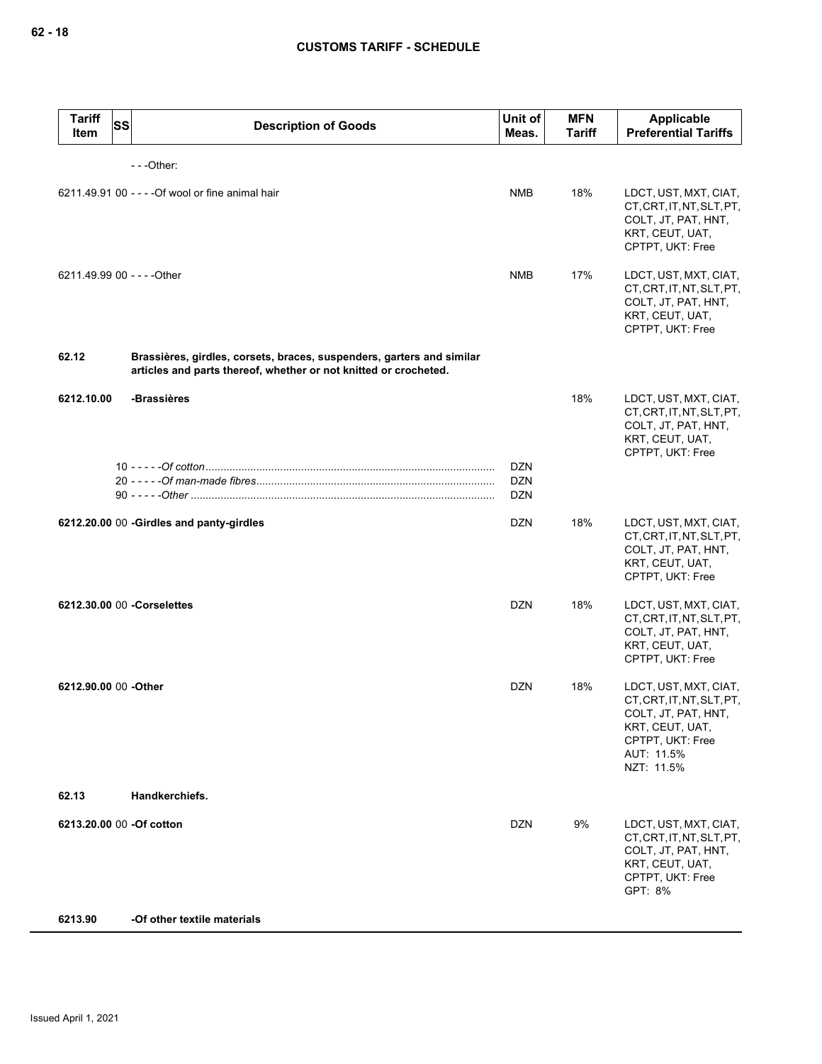| Tariff Item | SS | Description of Goods | Unit of Meas. | MFN Tariff | Applicable Preferential Tariffs |
|---|---|---|---|---|---|
| | | - - -Other: | | | |
| 6211.49.91 | 00 | - - - -Of wool or fine animal hair | NMB | 18% | LDCT, UST, MXT, CIAT, CT, CRT, IT, NT, SLT, PT, COLT, JT, PAT, HNT, KRT, CEUT, UAT, CPTPT, UKT: Free |
| 6211.49.99 | 00 | - - - -Other | NMB | 17% | LDCT, UST, MXT, CIAT, CT, CRT, IT, NT, SLT, PT, COLT, JT, PAT, HNT, KRT, CEUT, UAT, CPTPT, UKT: Free |
| **62.12** | | **Brassières, girdles, corsets, braces, suspenders, garters and similar articles and parts thereof, whether or not knitted or crocheted.** | | | |
| **6212.10.00** | | **-Brassières** | | 18% | LDCT, UST, MXT, CIAT, CT, CRT, IT, NT, SLT, PT, COLT, JT, PAT, HNT, KRT, CEUT, UAT, CPTPT, UKT: Free |
| | 10 | - - - - -*Of cotton* | DZN | | |
| | 20 | - - - - -*Of man-made fibres* | DZN | | |
| | 90 | - - - - -*Other* | DZN | | |
| **6212.20.00** | 00 | **-Girdles and panty-girdles** | DZN | 18% | LDCT, UST, MXT, CIAT, CT, CRT, IT, NT, SLT, PT, COLT, JT, PAT, HNT, KRT, CEUT, UAT, CPTPT, UKT: Free |
| **6212.30.00** | 00 | **-Corselettes** | DZN | 18% | LDCT, UST, MXT, CIAT, CT, CRT, IT, NT, SLT, PT, COLT, JT, PAT, HNT, KRT, CEUT, UAT, CPTPT, UKT: Free |
| **6212.90.00** | 00 | **-Other** | DZN | 18% | LDCT, UST, MXT, CIAT, CT, CRT, IT, NT, SLT, PT, COLT, JT, PAT, HNT, KRT, CEUT, UAT, CPTPT, UKT: Free<br>AUT: 11.5%<br>NZT: 11.5% |
| **62.13** | | **Handkerchiefs.** | | | |
| **6213.20.00** | 00 | **-Of cotton** | DZN | 9% | LDCT, UST, MXT, CIAT, CT, CRT, IT, NT, SLT, PT, COLT, JT, PAT, HNT, KRT, CEUT, UAT, CPTPT, UKT: Free<br>GPT: 8% |
| **6213.90** | | **-Of other textile materials** | | | |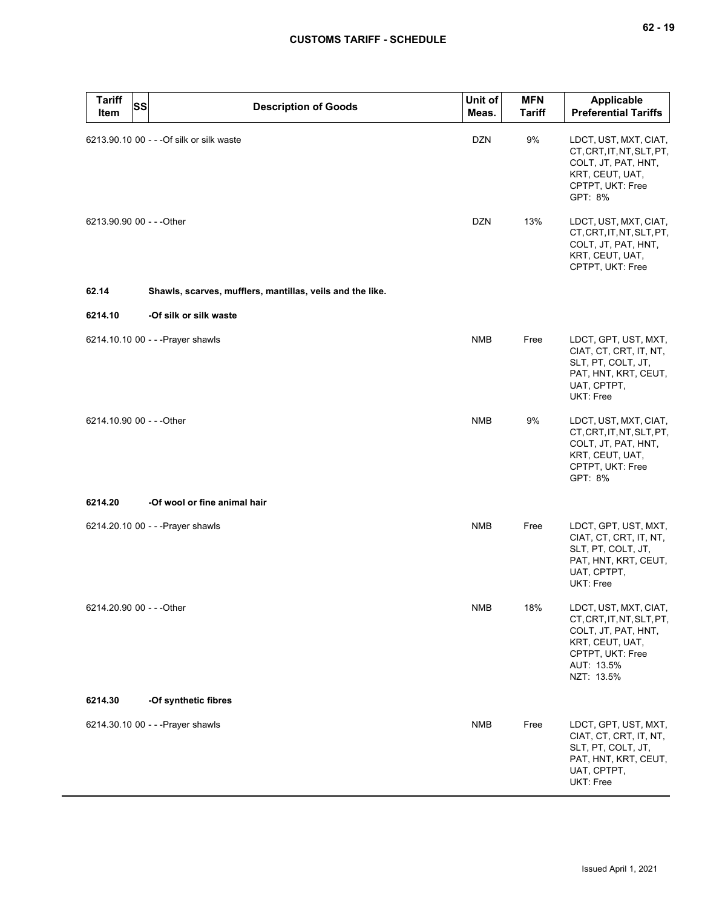| Tariff Item | SS | Description of Goods | Unit of Meas. | MFN Tariff | Applicable Preferential Tariffs |
|---|---|---|---|---|---|
| 6213.90.10 | 00 | - - -Of silk or silk waste | DZN | 9% | LDCT, UST, MXT, CIAT, CT, CRT, IT, NT, SLT, PT, COLT, JT, PAT, HNT, KRT, CEUT, UAT, CPTPT, UKT: Free<br>GPT: 8% |
| 6213.90.90 | 00 | - - -Other | DZN | 13% | LDCT, UST, MXT, CIAT, CT, CRT, IT, NT, SLT, PT, COLT, JT, PAT, HNT, KRT, CEUT, UAT, CPTPT, UKT: Free |
| **62.14** | | **Shawls, scarves, mufflers, mantillas, veils and the like.** | | | |
| **6214.10** | | **-Of silk or silk waste** | | | |
| 6214.10.10 | 00 | - - -Prayer shawls | NMB | Free | LDCT, GPT, UST, MXT, CIAT, CT, CRT, IT, NT, SLT, PT, COLT, JT, PAT, HNT, KRT, CEUT, UAT, CPTPT, UKT: Free |
| 6214.10.90 | 00 | - - -Other | NMB | 9% | LDCT, UST, MXT, CIAT, CT, CRT, IT, NT, SLT, PT, COLT, JT, PAT, HNT, KRT, CEUT, UAT, CPTPT, UKT: Free<br>GPT: 8% |
| **6214.20** | | **-Of wool or fine animal hair** | | | |
| 6214.20.10 | 00 | - - -Prayer shawls | NMB | Free | LDCT, GPT, UST, MXT, CIAT, CT, CRT, IT, NT, SLT, PT, COLT, JT, PAT, HNT, KRT, CEUT, UAT, CPTPT, UKT: Free |
| 6214.20.90 | 00 | - - -Other | NMB | 18% | LDCT, UST, MXT, CIAT, CT, CRT, IT, NT, SLT, PT, COLT, JT, PAT, HNT, KRT, CEUT, UAT, CPTPT, UKT: Free<br>AUT: 13.5%<br>NZT: 13.5% |
| **6214.30** | | **-Of synthetic fibres** | | | |
| 6214.30.10 | 00 | - - -Prayer shawls | NMB | Free | LDCT, GPT, UST, MXT, CIAT, CT, CRT, IT, NT, SLT, PT, COLT, JT, PAT, HNT, KRT, CEUT, UAT, CPTPT, UKT: Free |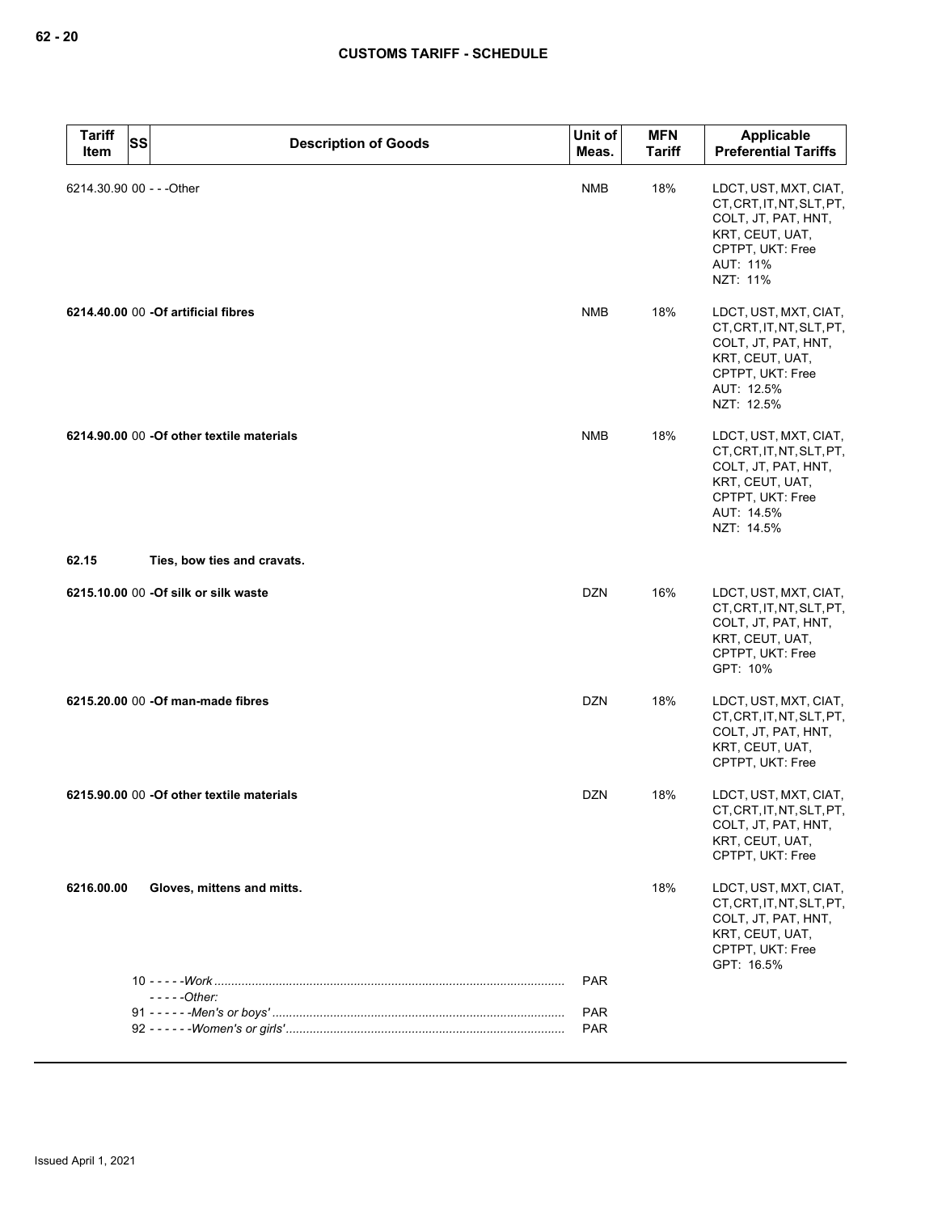| Tariff Item | SS | Description of Goods | Unit of Meas. | MFN Tariff | Applicable Preferential Tariffs |
|---|---|---|---|---|---|
| 6214.30.90 | 00 | - - -Other | NMB | 18% | LDCT, UST, MXT, CIAT, CT, CRT, IT, NT, SLT, PT, COLT, JT, PAT, HNT, KRT, CEUT, UAT, CPTPT, UKT: Free<br>AUT: 11%<br>NZT: 11% |
| **6214.40.00** | 00 | **-Of artificial fibres** | NMB | 18% | LDCT, UST, MXT, CIAT, CT, CRT, IT, NT, SLT, PT, COLT, JT, PAT, HNT, KRT, CEUT, UAT, CPTPT, UKT: Free<br>AUT: 12.5%<br>NZT: 12.5% |
| **6214.90.00** | 00 | **-Of other textile materials** | NMB | 18% | LDCT, UST, MXT, CIAT, CT, CRT, IT, NT, SLT, PT, COLT, JT, PAT, HNT, KRT, CEUT, UAT, CPTPT, UKT: Free<br>AUT: 14.5%<br>NZT: 14.5% |
| **62.15** | | **Ties, bow ties and cravats.** | | | |
| **6215.10.00** | 00 | **-Of silk or silk waste** | DZN | 16% | LDCT, UST, MXT, CIAT, CT, CRT, IT, NT, SLT, PT, COLT, JT, PAT, HNT, KRT, CEUT, UAT, CPTPT, UKT: Free<br>GPT: 10% |
| **6215.20.00** | 00 | **-Of man-made fibres** | DZN | 18% | LDCT, UST, MXT, CIAT, CT, CRT, IT, NT, SLT, PT, COLT, JT, PAT, HNT, KRT, CEUT, UAT, CPTPT, UKT: Free |
| **6215.90.00** | 00 | **-Of other textile materials** | DZN | 18% | LDCT, UST, MXT, CIAT, CT, CRT, IT, NT, SLT, PT, COLT, JT, PAT, HNT, KRT, CEUT, UAT, CPTPT, UKT: Free |
| **6216.00.00** | | **Gloves, mittens and mitts.** | | 18% | LDCT, UST, MXT, CIAT, CT, CRT, IT, NT, SLT, PT, COLT, JT, PAT, HNT, KRT, CEUT, UAT, CPTPT, UKT: Free<br>GPT: 16.5% |
| | 10 | - - - - -*Work* | PAR | | |
| | | - - - - -*Other:* | | | |
| | 91 | - - - - - -*Men's or boys'* | PAR | | |
| | 92 | - - - - - -*Women's or girls'* | PAR | | |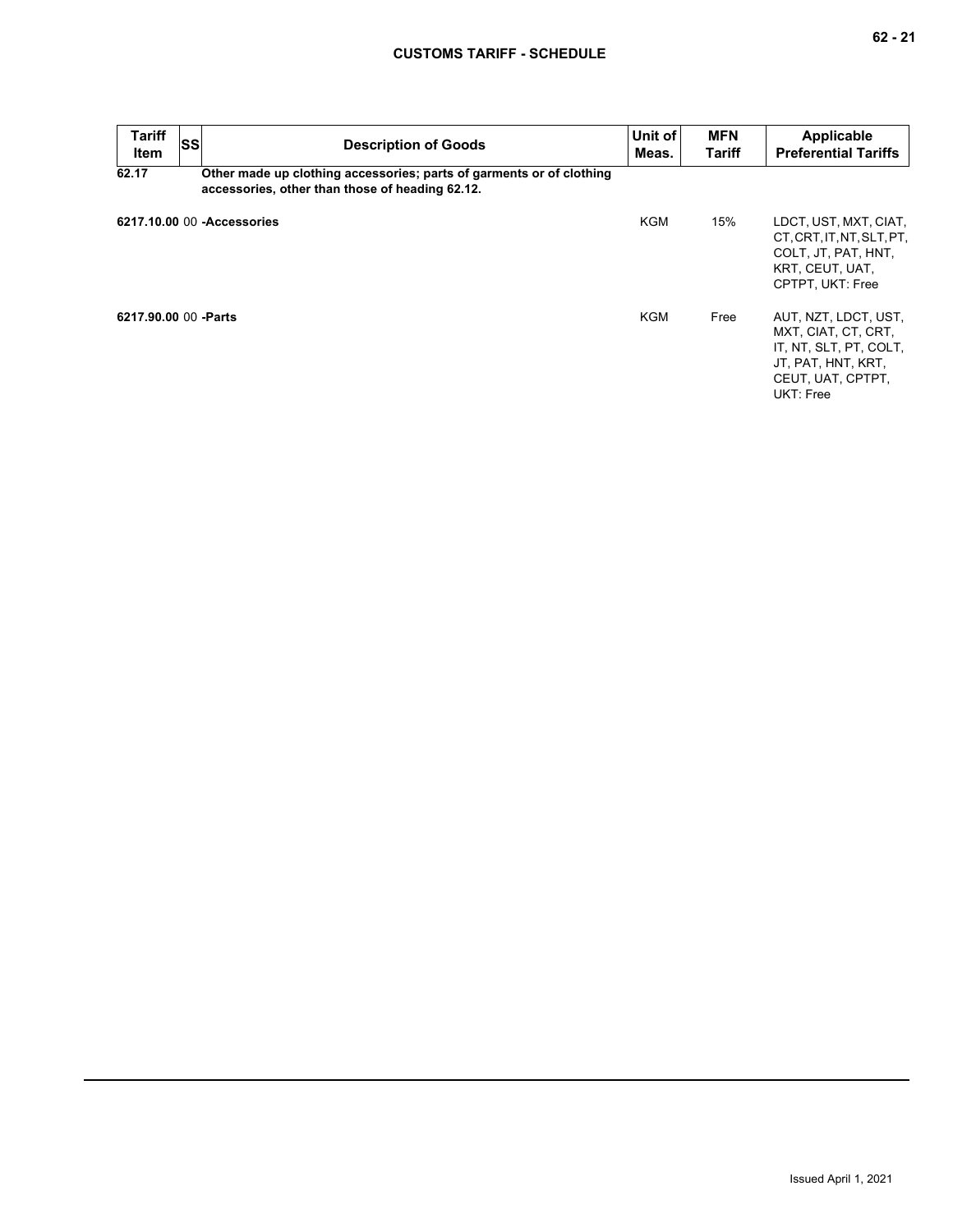| Tariff Item | SS | Description of Goods | Unit of Meas. | MFN Tariff | Applicable Preferential Tariffs |
|---|---|---|---|---|---|
| **62.17** | | **Other made up clothing accessories; parts of garments or of clothing accessories, other than those of heading 62.12.** | | | |
| **6217.10.00** | 00 | **-Accessories** | KGM | 15% | LDCT, UST, MXT, CIAT, CT, CRT, IT, NT, SLT, PT, COLT, JT, PAT, HNT, KRT, CEUT, UAT, CPTPT, UKT: Free |
| **6217.90.00** | 00 | **-Parts** | KGM | Free | AUT, NZT, LDCT, UST, MXT, CIAT, CT, CRT, IT, NT, SLT, PT, COLT, JT, PAT, HNT, KRT, CEUT, UAT, CPTPT, UKT: Free |

Issued April 1, 2021